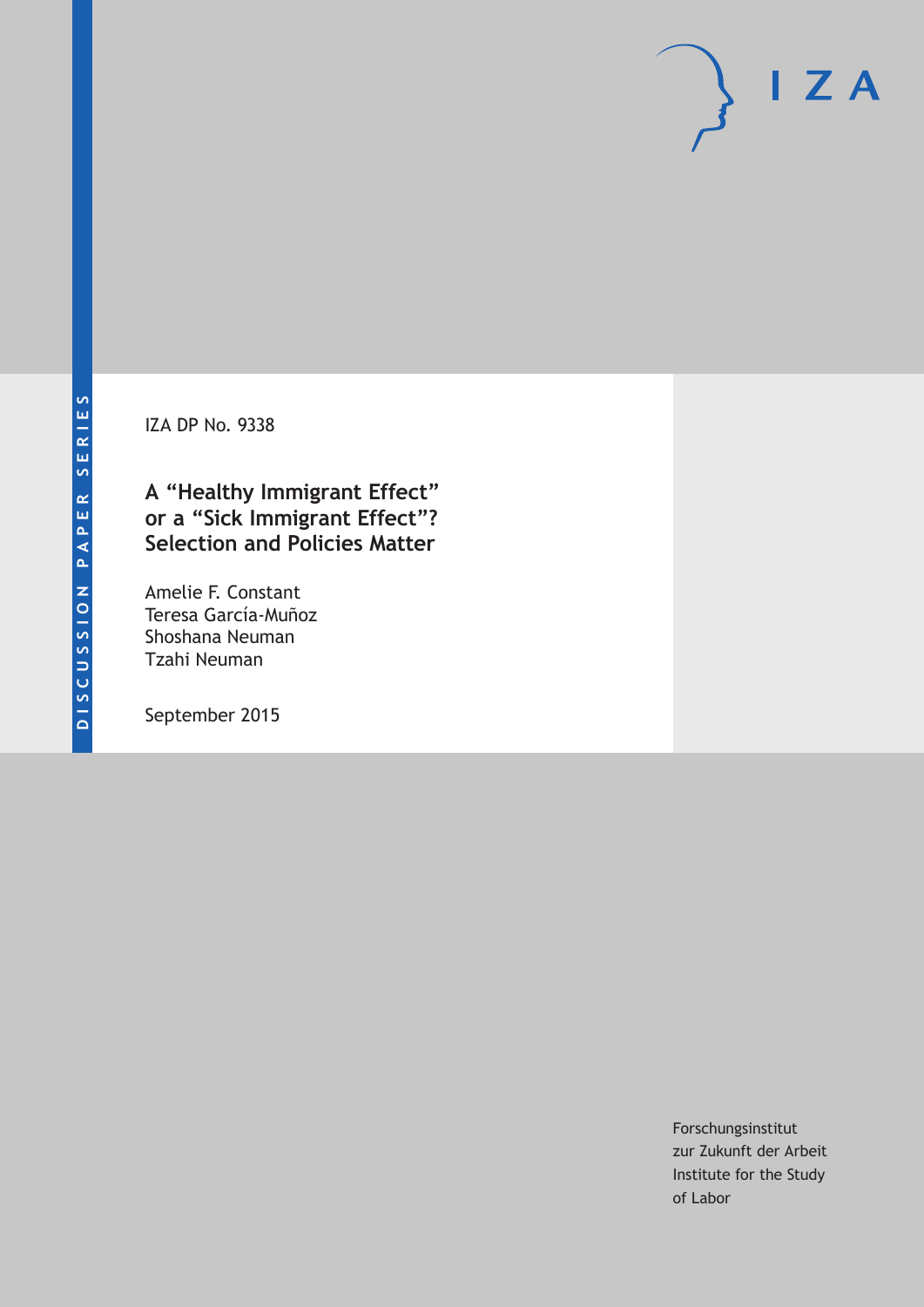DISCUSSION PAPER SERIES

IZA DP No. 9338

# A "Healthy Immigrant Effect" or a "Sick Immigrant Effect"? Selection and Policies Matter

Amelie F. Constant
Teresa García-Muñoz
Shoshana Neuman
Tzahi Neuman

September 2015

Forschungsinstitut
zur Zukunft der Arbeit
Institute for the Study
of Labor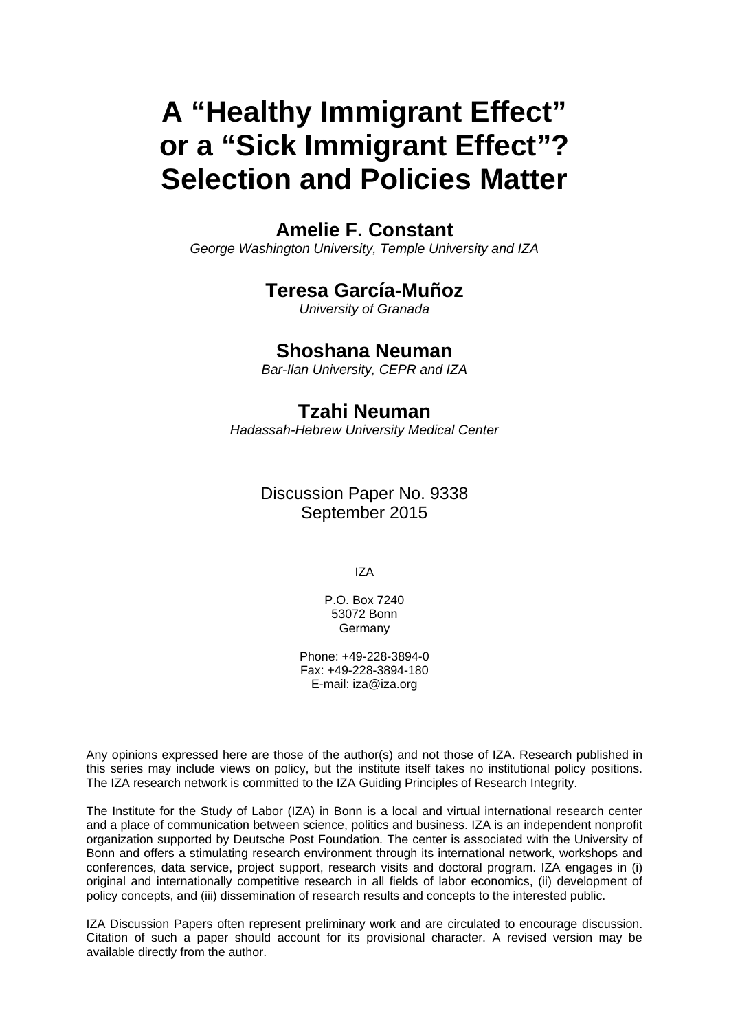# A "Healthy Immigrant Effect" or a "Sick Immigrant Effect"? Selection and Policies Matter

**Amelie F. Constant**
*George Washington University, Temple University and IZA*

**Teresa García-Muñoz**
*University of Granada*

**Shoshana Neuman**
*Bar-Ilan University, CEPR and IZA*

**Tzahi Neuman**
*Hadassah-Hebrew University Medical Center*

Discussion Paper No. 9338
September 2015

IZA

P.O. Box 7240
53072 Bonn
Germany

Phone: +49-228-3894-0
Fax: +49-228-3894-180
E-mail: iza@iza.org

Any opinions expressed here are those of the author(s) and not those of IZA. Research published in this series may include views on policy, but the institute itself takes no institutional policy positions. The IZA research network is committed to the IZA Guiding Principles of Research Integrity.

The Institute for the Study of Labor (IZA) in Bonn is a local and virtual international research center and a place of communication between science, politics and business. IZA is an independent nonprofit organization supported by Deutsche Post Foundation. The center is associated with the University of Bonn and offers a stimulating research environment through its international network, workshops and conferences, data service, project support, research visits and doctoral program. IZA engages in (i) original and internationally competitive research in all fields of labor economics, (ii) development of policy concepts, and (iii) dissemination of research results and concepts to the interested public.

IZA Discussion Papers often represent preliminary work and are circulated to encourage discussion. Citation of such a paper should account for its provisional character. A revised version may be available directly from the author.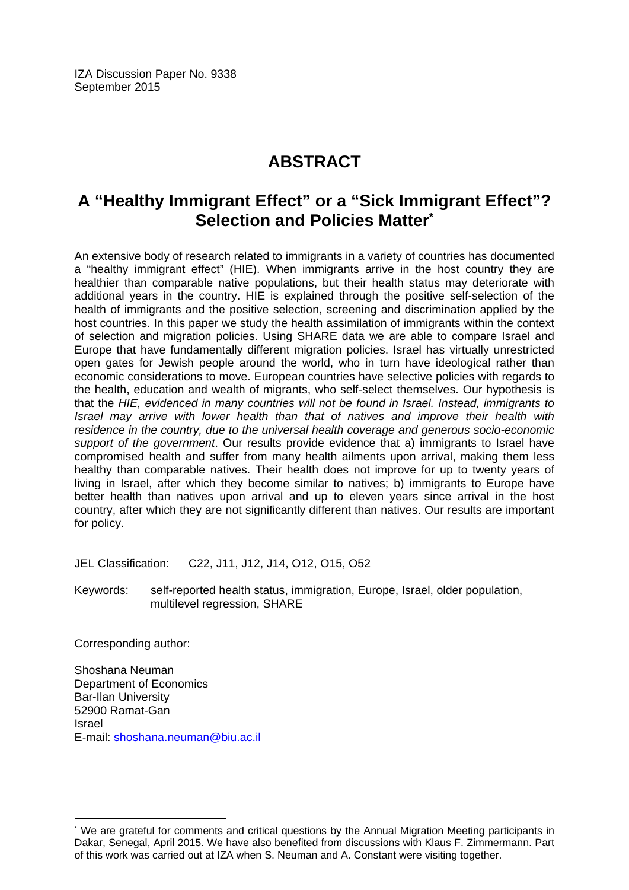IZA Discussion Paper No. 9338
September 2015

# ABSTRACT

## A "Healthy Immigrant Effect" or a "Sick Immigrant Effect"? Selection and Policies Matter[*]

An extensive body of research related to immigrants in a variety of countries has documented a "healthy immigrant effect" (HIE). When immigrants arrive in the host country they are healthier than comparable native populations, but their health status may deteriorate with additional years in the country. HIE is explained through the positive self-selection of the health of immigrants and the positive selection, screening and discrimination applied by the host countries. In this paper we study the health assimilation of immigrants within the context of selection and migration policies. Using SHARE data we are able to compare Israel and Europe that have fundamentally different migration policies. Israel has virtually unrestricted open gates for Jewish people around the world, who in turn have ideological rather than economic considerations to move. European countries have selective policies with regards to the health, education and wealth of migrants, who self-select themselves. Our hypothesis is that the *HIE, evidenced in many countries will not be found in Israel. Instead, immigrants to Israel may arrive with lower health than that of natives and improve their health with residence in the country, due to the universal health coverage and generous socio-economic support of the government*. Our results provide evidence that a) immigrants to Israel have compromised health and suffer from many health ailments upon arrival, making them less healthy than comparable natives. Their health does not improve for up to twenty years of living in Israel, after which they become similar to natives; b) immigrants to Europe have better health than natives upon arrival and up to eleven years since arrival in the host country, after which they are not significantly different than natives. Our results are important for policy.

JEL Classification: C22, J11, J12, J14, O12, O15, O52

Keywords: self-reported health status, immigration, Europe, Israel, older population, multilevel regression, SHARE

Corresponding author:

Shoshana Neuman
Department of Economics
Bar-Ilan University
52900 Ramat-Gan
Israel
E-mail: shoshana.neuman@biu.ac.il

---

[*] We are grateful for comments and critical questions by the Annual Migration Meeting participants in Dakar, Senegal, April 2015. We have also benefited from discussions with Klaus F. Zimmermann. Part of this work was carried out at IZA when S. Neuman and A. Constant were visiting together.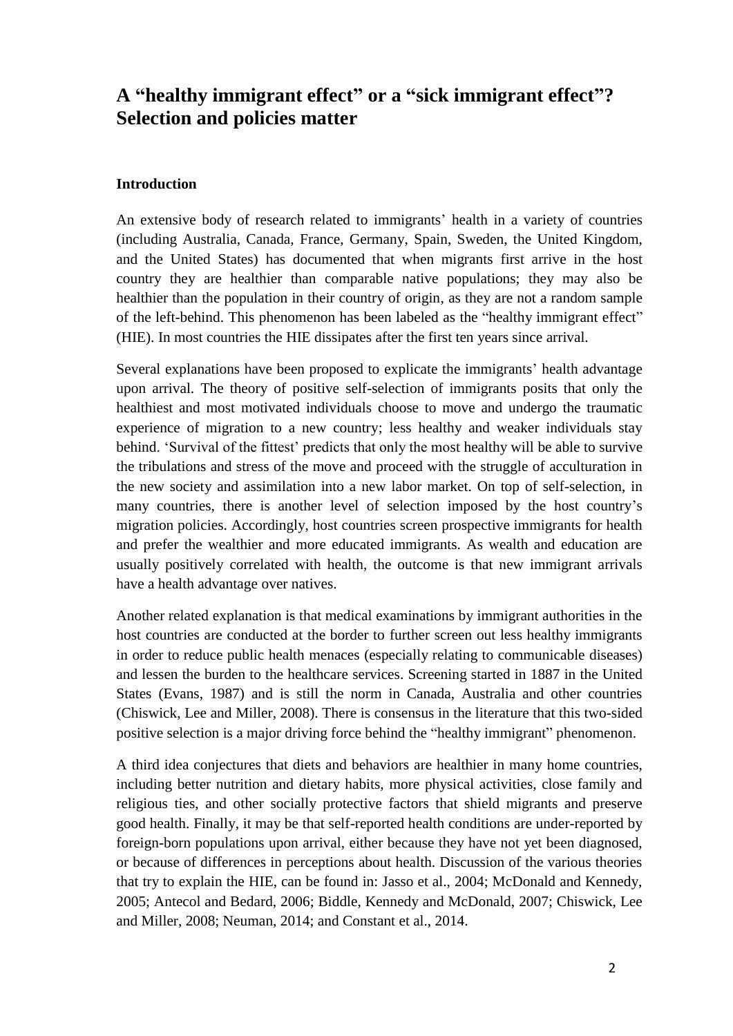# A "healthy immigrant effect" or a "sick immigrant effect"? Selection and policies matter

### Introduction

An extensive body of research related to immigrants' health in a variety of countries (including Australia, Canada, France, Germany, Spain, Sweden, the United Kingdom, and the United States) has documented that when migrants first arrive in the host country they are healthier than comparable native populations; they may also be healthier than the population in their country of origin, as they are not a random sample of the left-behind. This phenomenon has been labeled as the "healthy immigrant effect" (HIE). In most countries the HIE dissipates after the first ten years since arrival.

Several explanations have been proposed to explicate the immigrants' health advantage upon arrival. The theory of positive self-selection of immigrants posits that only the healthiest and most motivated individuals choose to move and undergo the traumatic experience of migration to a new country; less healthy and weaker individuals stay behind. 'Survival of the fittest' predicts that only the most healthy will be able to survive the tribulations and stress of the move and proceed with the struggle of acculturation in the new society and assimilation into a new labor market. On top of self-selection, in many countries, there is another level of selection imposed by the host country's migration policies. Accordingly, host countries screen prospective immigrants for health and prefer the wealthier and more educated immigrants. As wealth and education are usually positively correlated with health, the outcome is that new immigrant arrivals have a health advantage over natives.

Another related explanation is that medical examinations by immigrant authorities in the host countries are conducted at the border to further screen out less healthy immigrants in order to reduce public health menaces (especially relating to communicable diseases) and lessen the burden to the healthcare services. Screening started in 1887 in the United States (Evans, 1987) and is still the norm in Canada, Australia and other countries (Chiswick, Lee and Miller, 2008). There is consensus in the literature that this two-sided positive selection is a major driving force behind the "healthy immigrant" phenomenon.

A third idea conjectures that diets and behaviors are healthier in many home countries, including better nutrition and dietary habits, more physical activities, close family and religious ties, and other socially protective factors that shield migrants and preserve good health. Finally, it may be that self-reported health conditions are under-reported by foreign-born populations upon arrival, either because they have not yet been diagnosed, or because of differences in perceptions about health. Discussion of the various theories that try to explain the HIE, can be found in: Jasso et al., 2004; McDonald and Kennedy, 2005; Antecol and Bedard, 2006; Biddle, Kennedy and McDonald, 2007; Chiswick, Lee and Miller, 2008; Neuman, 2014; and Constant et al., 2014.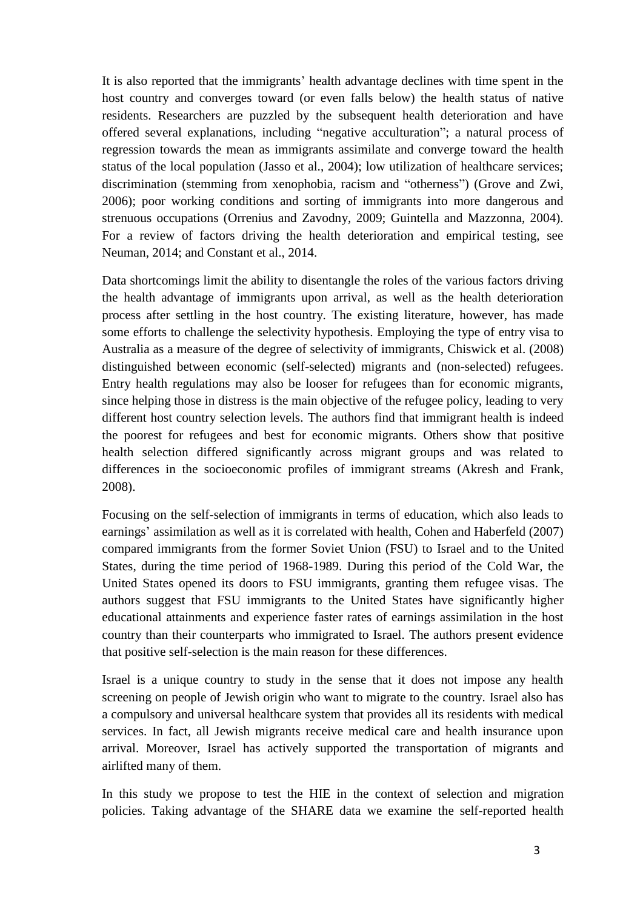It is also reported that the immigrants' health advantage declines with time spent in the host country and converges toward (or even falls below) the health status of native residents. Researchers are puzzled by the subsequent health deterioration and have offered several explanations, including "negative acculturation"; a natural process of regression towards the mean as immigrants assimilate and converge toward the health status of the local population (Jasso et al., 2004); low utilization of healthcare services; discrimination (stemming from xenophobia, racism and "otherness") (Grove and Zwi, 2006); poor working conditions and sorting of immigrants into more dangerous and strenuous occupations (Orrenius and Zavodny, 2009; Guintella and Mazzonna, 2004). For a review of factors driving the health deterioration and empirical testing, see Neuman, 2014; and Constant et al., 2014.

Data shortcomings limit the ability to disentangle the roles of the various factors driving the health advantage of immigrants upon arrival, as well as the health deterioration process after settling in the host country. The existing literature, however, has made some efforts to challenge the selectivity hypothesis. Employing the type of entry visa to Australia as a measure of the degree of selectivity of immigrants, Chiswick et al. (2008) distinguished between economic (self-selected) migrants and (non-selected) refugees. Entry health regulations may also be looser for refugees than for economic migrants, since helping those in distress is the main objective of the refugee policy, leading to very different host country selection levels. The authors find that immigrant health is indeed the poorest for refugees and best for economic migrants. Others show that positive health selection differed significantly across migrant groups and was related to differences in the socioeconomic profiles of immigrant streams (Akresh and Frank, 2008).

Focusing on the self-selection of immigrants in terms of education, which also leads to earnings' assimilation as well as it is correlated with health, Cohen and Haberfeld (2007) compared immigrants from the former Soviet Union (FSU) to Israel and to the United States, during the time period of 1968-1989. During this period of the Cold War, the United States opened its doors to FSU immigrants, granting them refugee visas. The authors suggest that FSU immigrants to the United States have significantly higher educational attainments and experience faster rates of earnings assimilation in the host country than their counterparts who immigrated to Israel. The authors present evidence that positive self-selection is the main reason for these differences.

Israel is a unique country to study in the sense that it does not impose any health screening on people of Jewish origin who want to migrate to the country. Israel also has a compulsory and universal healthcare system that provides all its residents with medical services. In fact, all Jewish migrants receive medical care and health insurance upon arrival. Moreover, Israel has actively supported the transportation of migrants and airlifted many of them.

In this study we propose to test the HIE in the context of selection and migration policies. Taking advantage of the SHARE data we examine the self-reported health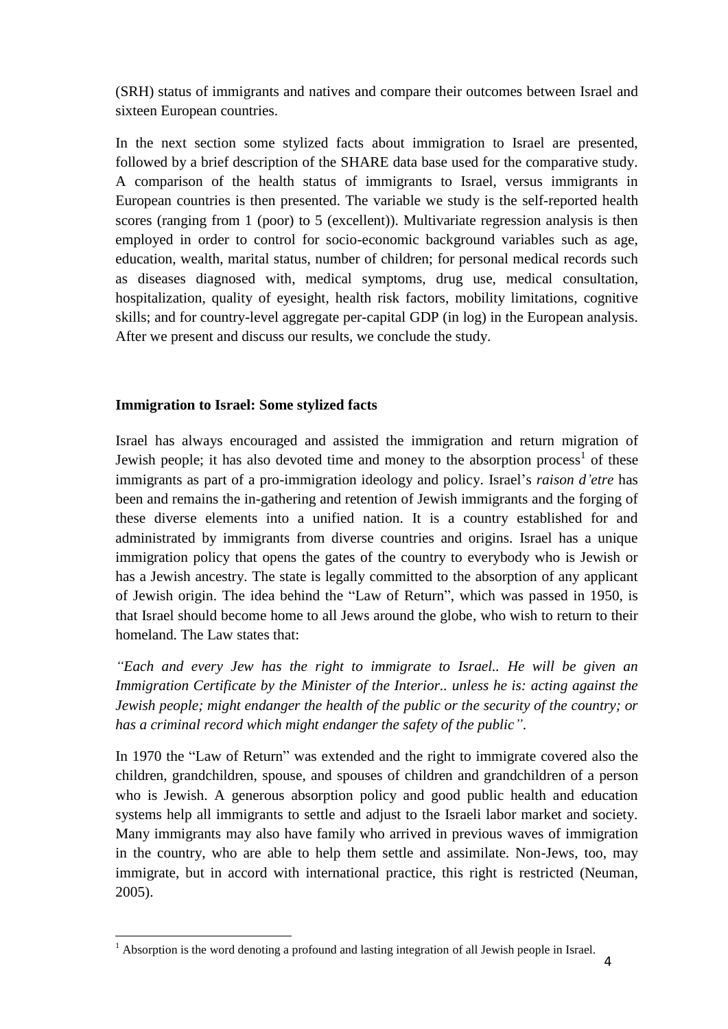(SRH) status of immigrants and natives and compare their outcomes between Israel and sixteen European countries.

In the next section some stylized facts about immigration to Israel are presented, followed by a brief description of the SHARE data base used for the comparative study. A comparison of the health status of immigrants to Israel, versus immigrants in European countries is then presented. The variable we study is the self-reported health scores (ranging from 1 (poor) to 5 (excellent)). Multivariate regression analysis is then employed in order to control for socio-economic background variables such as age, education, wealth, marital status, number of children; for personal medical records such as diseases diagnosed with, medical symptoms, drug use, medical consultation, hospitalization, quality of eyesight, health risk factors, mobility limitations, cognitive skills; and for country-level aggregate per-capital GDP (in log) in the European analysis. After we present and discuss our results, we conclude the study.

## Immigration to Israel: Some stylized facts

Israel has always encouraged and assisted the immigration and return migration of Jewish people; it has also devoted time and money to the absorption process[1] of these immigrants as part of a pro-immigration ideology and policy. Israel's *raison d'etre* has been and remains the in-gathering and retention of Jewish immigrants and the forging of these diverse elements into a unified nation. It is a country established for and administrated by immigrants from diverse countries and origins. Israel has a unique immigration policy that opens the gates of the country to everybody who is Jewish or has a Jewish ancestry. The state is legally committed to the absorption of any applicant of Jewish origin. The idea behind the "Law of Return", which was passed in 1950, is that Israel should become home to all Jews around the globe, who wish to return to their homeland. The Law states that:

*"Each and every Jew has the right to immigrate to Israel.. He will be given an Immigration Certificate by the Minister of the Interior.. unless he is: acting against the Jewish people; might endanger the health of the public or the security of the country; or has a criminal record which might endanger the safety of the public".*

In 1970 the "Law of Return" was extended and the right to immigrate covered also the children, grandchildren, spouse, and spouses of children and grandchildren of a person who is Jewish. A generous absorption policy and good public health and education systems help all immigrants to settle and adjust to the Israeli labor market and society. Many immigrants may also have family who arrived in previous waves of immigration in the country, who are able to help them settle and assimilate. Non-Jews, too, may immigrate, but in accord with international practice, this right is restricted (Neuman, 2005).

[1] Absorption is the word denoting a profound and lasting integration of all Jewish people in Israel.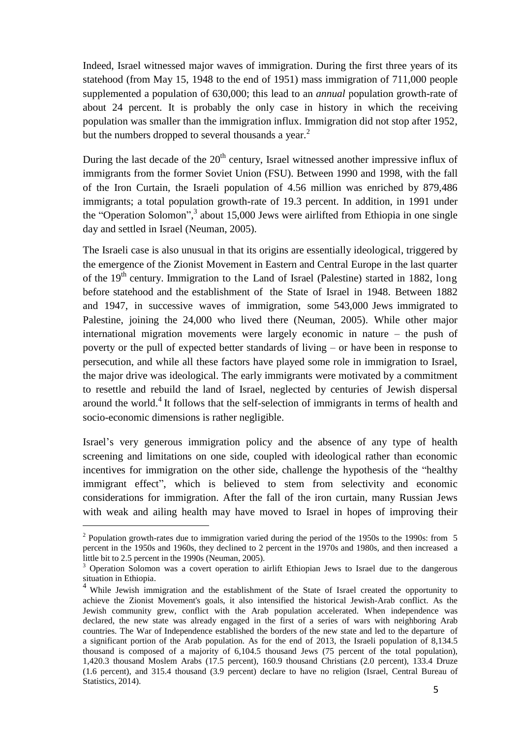Indeed, Israel witnessed major waves of immigration. During the first three years of its statehood (from May 15, 1948 to the end of 1951) mass immigration of 711,000 people supplemented a population of 630,000; this lead to an *annual* population growth-rate of about 24 percent. It is probably the only case in history in which the receiving population was smaller than the immigration influx. Immigration did not stop after 1952, but the numbers dropped to several thousands a year.[2]

During the last decade of the 20th century, Israel witnessed another impressive influx of immigrants from the former Soviet Union (FSU). Between 1990 and 1998, with the fall of the Iron Curtain, the Israeli population of 4.56 million was enriched by 879,486 immigrants; a total population growth-rate of 19.3 percent. In addition, in 1991 under the "Operation Solomon",[3] about 15,000 Jews were airlifted from Ethiopia in one single day and settled in Israel (Neuman, 2005).

The Israeli case is also unusual in that its origins are essentially ideological, triggered by the emergence of the Zionist Movement in Eastern and Central Europe in the last quarter of the 19th century. Immigration to the Land of Israel (Palestine) started in 1882, long before statehood and the establishment of the State of Israel in 1948. Between 1882 and 1947, in successive waves of immigration, some 543,000 Jews immigrated to Palestine, joining the 24,000 who lived there (Neuman, 2005). While other major international migration movements were largely economic in nature – the push of poverty or the pull of expected better standards of living – or have been in response to persecution, and while all these factors have played some role in immigration to Israel, the major drive was ideological. The early immigrants were motivated by a commitment to resettle and rebuild the land of Israel, neglected by centuries of Jewish dispersal around the world.[4] It follows that the self-selection of immigrants in terms of health and socio-economic dimensions is rather negligible.

Israel's very generous immigration policy and the absence of any type of health screening and limitations on one side, coupled with ideological rather than economic incentives for immigration on the other side, challenge the hypothesis of the "healthy immigrant effect", which is believed to stem from selectivity and economic considerations for immigration. After the fall of the iron curtain, many Russian Jews with weak and ailing health may have moved to Israel in hopes of improving their

---

[2] Population growth-rates due to immigration varied during the period of the 1950s to the 1990s: from 5 percent in the 1950s and 1960s, they declined to 2 percent in the 1970s and 1980s, and then increased a little bit to 2.5 percent in the 1990s (Neuman, 2005).

[3] Operation Solomon was a covert operation to airlift Ethiopian Jews to Israel due to the dangerous situation in Ethiopia.

[4] While Jewish immigration and the establishment of the State of Israel created the opportunity to achieve the Zionist Movement's goals, it also intensified the historical Jewish-Arab conflict. As the Jewish community grew, conflict with the Arab population accelerated. When independence was declared, the new state was already engaged in the first of a series of wars with neighboring Arab countries. The War of Independence established the borders of the new state and led to the departure of a significant portion of the Arab population. As for the end of 2013, the Israeli population of 8,134.5 thousand is composed of a majority of 6,104.5 thousand Jews (75 percent of the total population), 1,420.3 thousand Moslem Arabs (17.5 percent), 160.9 thousand Christians (2.0 percent), 133.4 Druze (1.6 percent), and 315.4 thousand (3.9 percent) declare to have no religion (Israel, Central Bureau of Statistics, 2014).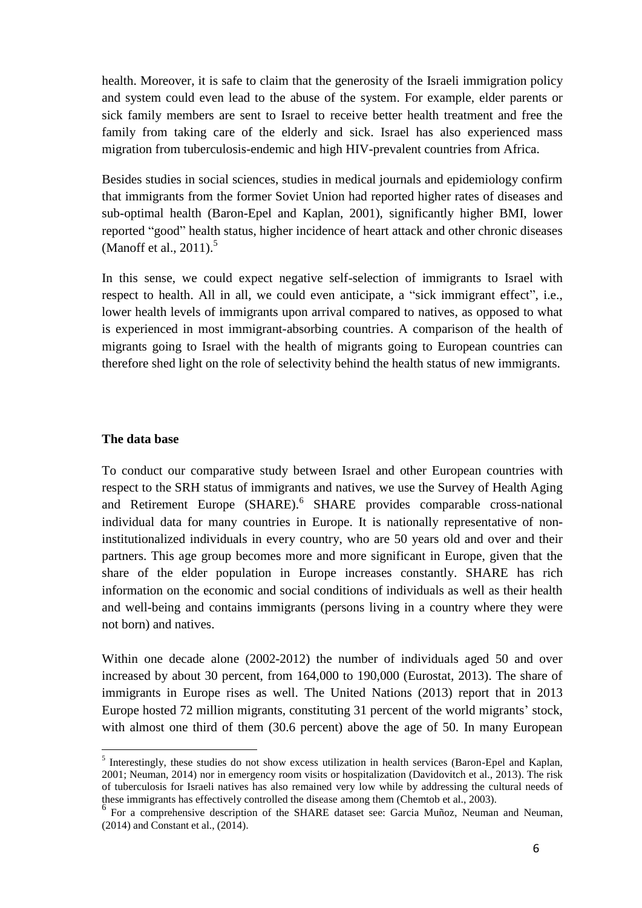health. Moreover, it is safe to claim that the generosity of the Israeli immigration policy and system could even lead to the abuse of the system. For example, elder parents or sick family members are sent to Israel to receive better health treatment and free the family from taking care of the elderly and sick. Israel has also experienced mass migration from tuberculosis-endemic and high HIV-prevalent countries from Africa.

Besides studies in social sciences, studies in medical journals and epidemiology confirm that immigrants from the former Soviet Union had reported higher rates of diseases and sub-optimal health (Baron-Epel and Kaplan, 2001), significantly higher BMI, lower reported "good" health status, higher incidence of heart attack and other chronic diseases (Manoff et al., 2011).[5]

In this sense, we could expect negative self-selection of immigrants to Israel with respect to health. All in all, we could even anticipate, a "sick immigrant effect", i.e., lower health levels of immigrants upon arrival compared to natives, as opposed to what is experienced in most immigrant-absorbing countries. A comparison of the health of migrants going to Israel with the health of migrants going to European countries can therefore shed light on the role of selectivity behind the health status of new immigrants.

### The data base

To conduct our comparative study between Israel and other European countries with respect to the SRH status of immigrants and natives, we use the Survey of Health Aging and Retirement Europe (SHARE).[6] SHARE provides comparable cross-national individual data for many countries in Europe. It is nationally representative of non-institutionalized individuals in every country, who are 50 years old and over and their partners. This age group becomes more and more significant in Europe, given that the share of the elder population in Europe increases constantly. SHARE has rich information on the economic and social conditions of individuals as well as their health and well-being and contains immigrants (persons living in a country where they were not born) and natives.

Within one decade alone (2002-2012) the number of individuals aged 50 and over increased by about 30 percent, from 164,000 to 190,000 (Eurostat, 2013). The share of immigrants in Europe rises as well. The United Nations (2013) report that in 2013 Europe hosted 72 million migrants, constituting 31 percent of the world migrants' stock, with almost one third of them (30.6 percent) above the age of 50. In many European

---

[5] Interestingly, these studies do not show excess utilization in health services (Baron-Epel and Kaplan, 2001; Neuman, 2014) nor in emergency room visits or hospitalization (Davidovitch et al., 2013). The risk of tuberculosis for Israeli natives has also remained very low while by addressing the cultural needs of these immigrants has effectively controlled the disease among them (Chemtob et al., 2003).

[6] For a comprehensive description of the SHARE dataset see: Garcia Muñoz, Neuman and Neuman, (2014) and Constant et al., (2014).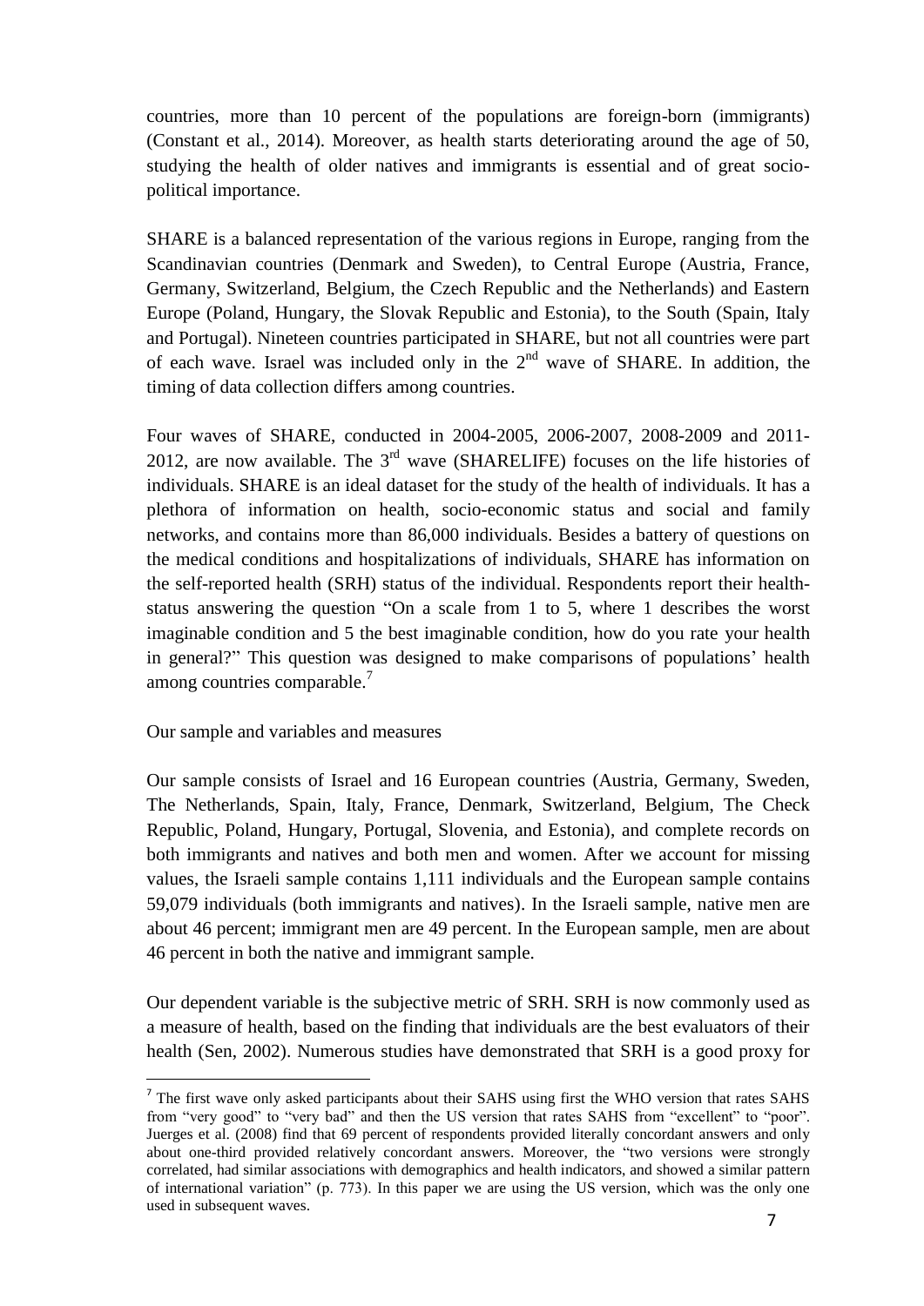countries, more than 10 percent of the populations are foreign-born (immigrants) (Constant et al., 2014). Moreover, as health starts deteriorating around the age of 50, studying the health of older natives and immigrants is essential and of great socio-political importance.

SHARE is a balanced representation of the various regions in Europe, ranging from the Scandinavian countries (Denmark and Sweden), to Central Europe (Austria, France, Germany, Switzerland, Belgium, the Czech Republic and the Netherlands) and Eastern Europe (Poland, Hungary, the Slovak Republic and Estonia), to the South (Spain, Italy and Portugal). Nineteen countries participated in SHARE, but not all countries were part of each wave. Israel was included only in the 2nd wave of SHARE. In addition, the timing of data collection differs among countries.

Four waves of SHARE, conducted in 2004-2005, 2006-2007, 2008-2009 and 2011-2012, are now available. The 3rd wave (SHARELIFE) focuses on the life histories of individuals. SHARE is an ideal dataset for the study of the health of individuals. It has a plethora of information on health, socio-economic status and social and family networks, and contains more than 86,000 individuals. Besides a battery of questions on the medical conditions and hospitalizations of individuals, SHARE has information on the self-reported health (SRH) status of the individual. Respondents report their health-status answering the question "On a scale from 1 to 5, where 1 describes the worst imaginable condition and 5 the best imaginable condition, how do you rate your health in general?" This question was designed to make comparisons of populations' health among countries comparable.[7]

Our sample and variables and measures

Our sample consists of Israel and 16 European countries (Austria, Germany, Sweden, The Netherlands, Spain, Italy, France, Denmark, Switzerland, Belgium, The Check Republic, Poland, Hungary, Portugal, Slovenia, and Estonia), and complete records on both immigrants and natives and both men and women. After we account for missing values, the Israeli sample contains 1,111 individuals and the European sample contains 59,079 individuals (both immigrants and natives). In the Israeli sample, native men are about 46 percent; immigrant men are 49 percent. In the European sample, men are about 46 percent in both the native and immigrant sample.

Our dependent variable is the subjective metric of SRH. SRH is now commonly used as a measure of health, based on the finding that individuals are the best evaluators of their health (Sen, 2002). Numerous studies have demonstrated that SRH is a good proxy for

[7] The first wave only asked participants about their SAHS using first the WHO version that rates SAHS from "very good" to "very bad" and then the US version that rates SAHS from "excellent" to "poor". Juerges et al. (2008) find that 69 percent of respondents provided literally concordant answers and only about one-third provided relatively concordant answers. Moreover, the "two versions were strongly correlated, had similar associations with demographics and health indicators, and showed a similar pattern of international variation" (p. 773). In this paper we are using the US version, which was the only one used in subsequent waves.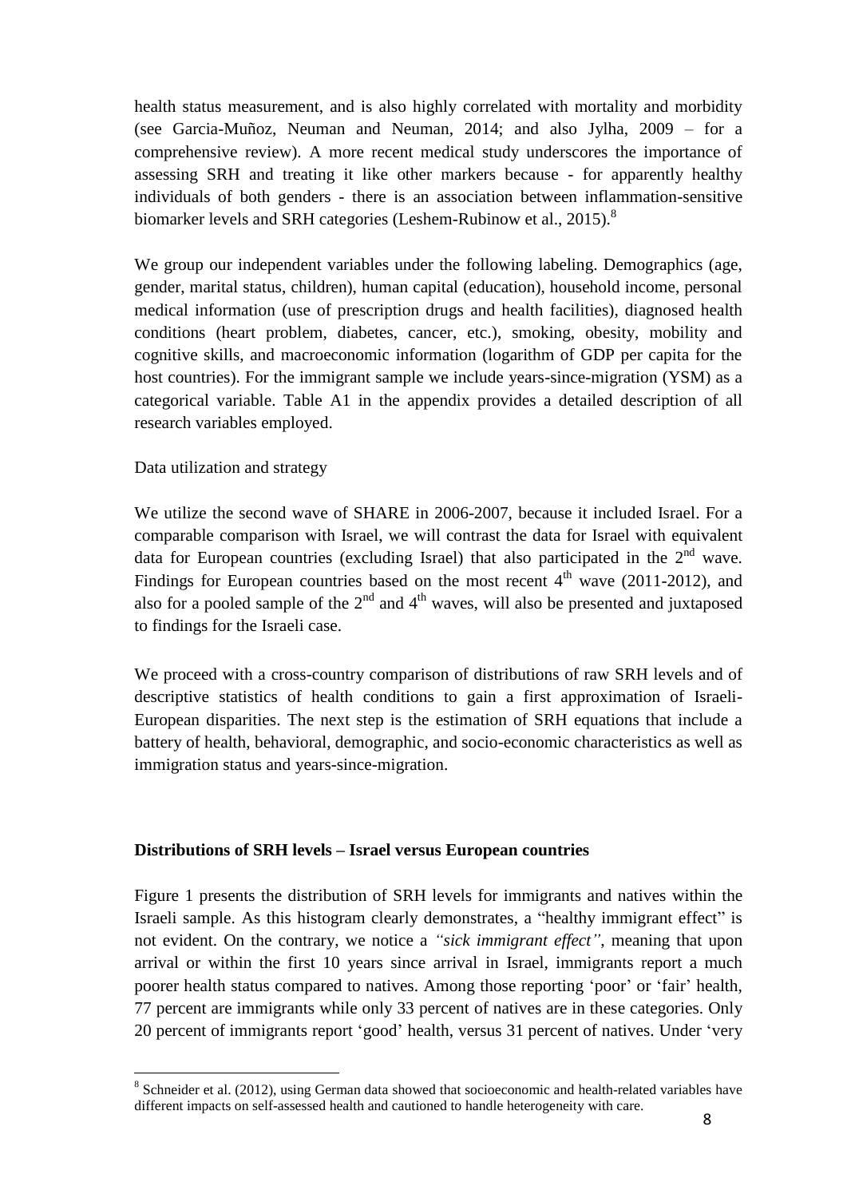health status measurement, and is also highly correlated with mortality and morbidity (see Garcia-Muñoz, Neuman and Neuman, 2014; and also Jylha, 2009 – for a comprehensive review). A more recent medical study underscores the importance of assessing SRH and treating it like other markers because - for apparently healthy individuals of both genders - there is an association between inflammation-sensitive biomarker levels and SRH categories (Leshem-Rubinow et al., 2015).[8]

We group our independent variables under the following labeling. Demographics (age, gender, marital status, children), human capital (education), household income, personal medical information (use of prescription drugs and health facilities), diagnosed health conditions (heart problem, diabetes, cancer, etc.), smoking, obesity, mobility and cognitive skills, and macroeconomic information (logarithm of GDP per capita for the host countries). For the immigrant sample we include years-since-migration (YSM) as a categorical variable. Table A1 in the appendix provides a detailed description of all research variables employed.

Data utilization and strategy

We utilize the second wave of SHARE in 2006-2007, because it included Israel. For a comparable comparison with Israel, we will contrast the data for Israel with equivalent data for European countries (excluding Israel) that also participated in the 2[nd] wave. Findings for European countries based on the most recent 4[th] wave (2011-2012), and also for a pooled sample of the 2[nd] and 4[th] waves, will also be presented and juxtaposed to findings for the Israeli case.

We proceed with a cross-country comparison of distributions of raw SRH levels and of descriptive statistics of health conditions to gain a first approximation of Israeli-European disparities. The next step is the estimation of SRH equations that include a battery of health, behavioral, demographic, and socio-economic characteristics as well as immigration status and years-since-migration.

**Distributions of SRH levels – Israel versus European countries**

Figure 1 presents the distribution of SRH levels for immigrants and natives within the Israeli sample. As this histogram clearly demonstrates, a "healthy immigrant effect" is not evident. On the contrary, we notice a *"sick immigrant effect"*, meaning that upon arrival or within the first 10 years since arrival in Israel, immigrants report a much poorer health status compared to natives. Among those reporting 'poor' or 'fair' health, 77 percent are immigrants while only 33 percent of natives are in these categories. Only 20 percent of immigrants report 'good' health, versus 31 percent of natives. Under 'very

[8] Schneider et al. (2012), using German data showed that socioeconomic and health-related variables have different impacts on self-assessed health and cautioned to handle heterogeneity with care.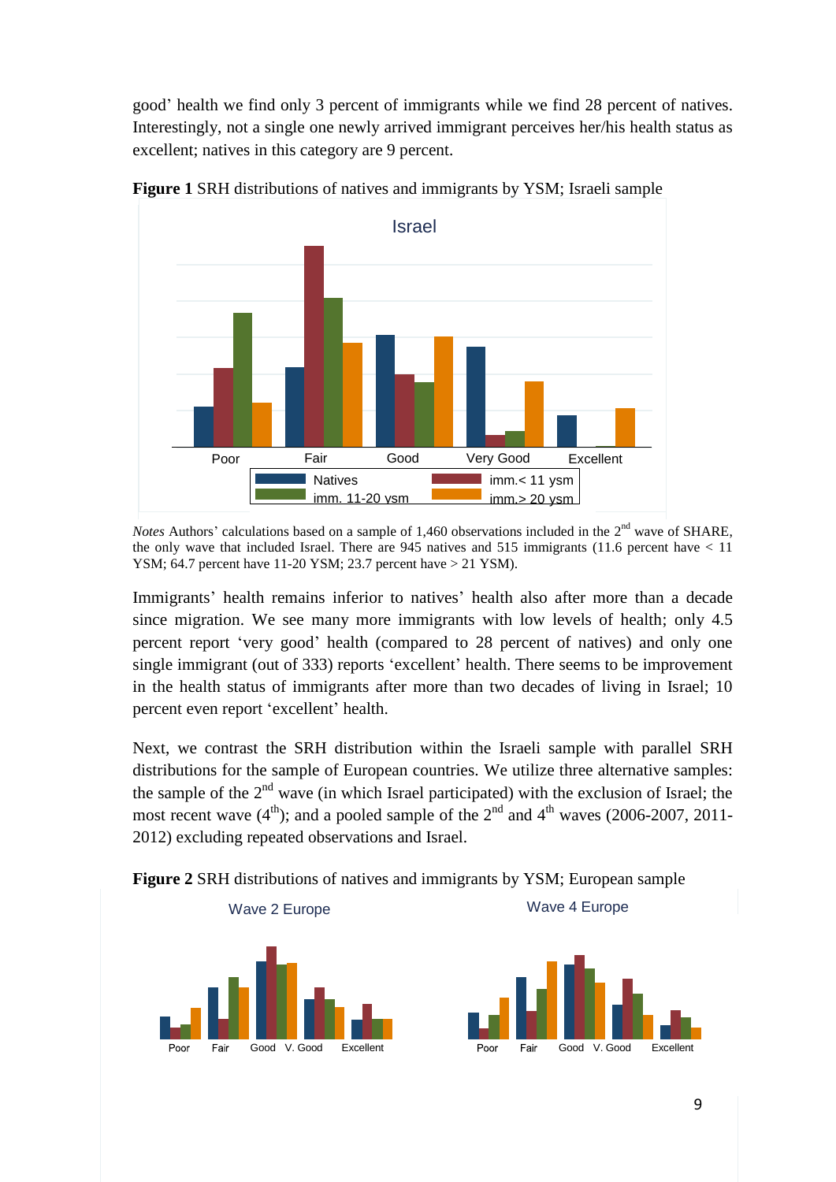good' health we find only 3 percent of immigrants while we find 28 percent of natives. Interestingly, not a single one newly arrived immigrant perceives her/his health status as excellent; natives in this category are 9 percent.

**Figure 1** SRH distributions of natives and immigrants by YSM; Israeli sample

*Notes* Authors' calculations based on a sample of 1,460 observations included in the 2nd wave of SHARE, the only wave that included Israel. There are 945 natives and 515 immigrants (11.6 percent have < 11 YSM; 64.7 percent have 11-20 YSM; 23.7 percent have > 21 YSM).

Immigrants' health remains inferior to natives' health also after more than a decade since migration. We see many more immigrants with low levels of health; only 4.5 percent report 'very good' health (compared to 28 percent of natives) and only one single immigrant (out of 333) reports 'excellent' health. There seems to be improvement in the health status of immigrants after more than two decades of living in Israel; 10 percent even report 'excellent' health.

Next, we contrast the SRH distribution within the Israeli sample with parallel SRH distributions for the sample of European countries. We utilize three alternative samples: the sample of the 2nd wave (in which Israel participated) with the exclusion of Israel; the most recent wave (4th); and a pooled sample of the 2nd and 4th waves (2006-2007, 2011-2012) excluding repeated observations and Israel.

**Figure 2** SRH distributions of natives and immigrants by YSM; European sample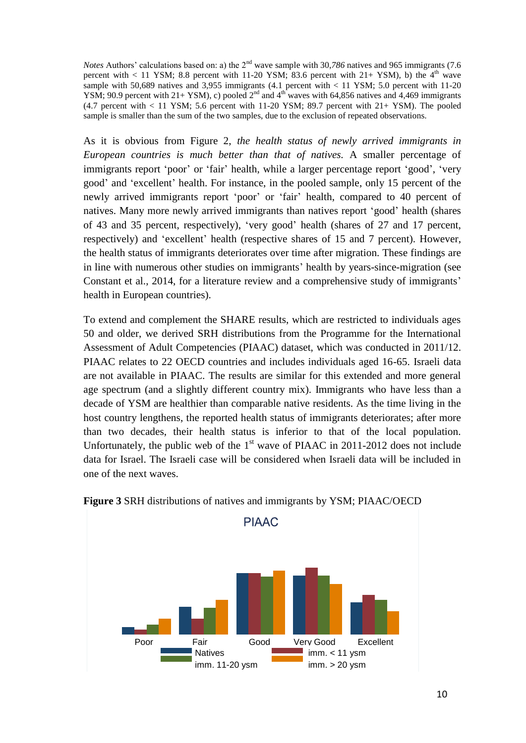*Notes* Authors' calculations based on: a) the 2nd wave sample with 30,*786* natives and 965 immigrants (7.6 percent with < 11 YSM; 8.8 percent with 11-20 YSM; 83.6 percent with 21+ YSM), b) the 4th wave sample with 50,689 natives and 3,955 immigrants (4.1 percent with < 11 YSM; 5.0 percent with 11-20 YSM; 90.9 percent with 21+ YSM), c) pooled 2nd and 4th waves with 64,856 natives and 4,469 immigrants (4.7 percent with < 11 YSM; 5.6 percent with 11-20 YSM; 89.7 percent with 21+ YSM). The pooled sample is smaller than the sum of the two samples, due to the exclusion of repeated observations.

As it is obvious from Figure 2, *the health status of newly arrived immigrants in European countries is much better than that of natives.* A smaller percentage of immigrants report 'poor' or 'fair' health, while a larger percentage report 'good', 'very good' and 'excellent' health. For instance, in the pooled sample, only 15 percent of the newly arrived immigrants report 'poor' or 'fair' health, compared to 40 percent of natives. Many more newly arrived immigrants than natives report 'good' health (shares of 43 and 35 percent, respectively), 'very good' health (shares of 27 and 17 percent, respectively) and 'excellent' health (respective shares of 15 and 7 percent). However, the health status of immigrants deteriorates over time after migration. These findings are in line with numerous other studies on immigrants' health by years-since-migration (see Constant et al., 2014, for a literature review and a comprehensive study of immigrants' health in European countries).

To extend and complement the SHARE results, which are restricted to individuals ages 50 and older, we derived SRH distributions from the Programme for the International Assessment of Adult Competencies (PIAAC) dataset, which was conducted in 2011/12. PIAAC relates to 22 OECD countries and includes individuals aged 16-65. Israeli data are not available in PIAAC. The results are similar for this extended and more general age spectrum (and a slightly different country mix). Immigrants who have less than a decade of YSM are healthier than comparable native residents. As the time living in the host country lengthens, the reported health status of immigrants deteriorates; after more than two decades, their health status is inferior to that of the local population. Unfortunately, the public web of the 1st wave of PIAAC in 2011-2012 does not include data for Israel. The Israeli case will be considered when Israeli data will be included in one of the next waves.

**Figure 3** SRH distributions of natives and immigrants by YSM; PIAAC/OECD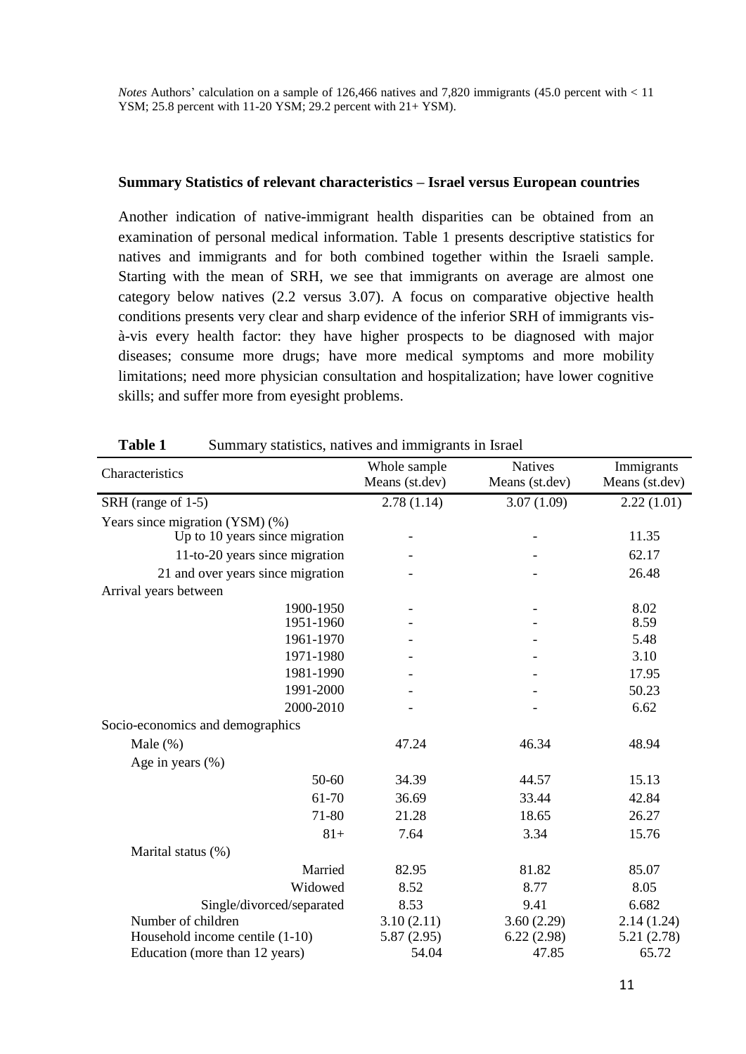*Notes* Authors' calculation on a sample of 126,466 natives and 7,820 immigrants (45.0 percent with < 11 YSM; 25.8 percent with 11-20 YSM; 29.2 percent with 21+ YSM).

**Summary Statistics of relevant characteristics – Israel versus European countries**

Another indication of native-immigrant health disparities can be obtained from an examination of personal medical information. Table 1 presents descriptive statistics for natives and immigrants and for both combined together within the Israeli sample. Starting with the mean of SRH, we see that immigrants on average are almost one category below natives (2.2 versus 3.07). A focus on comparative objective health conditions presents very clear and sharp evidence of the inferior SRH of immigrants vis-à-vis every health factor: they have higher prospects to be diagnosed with major diseases; consume more drugs; have more medical symptoms and more mobility limitations; need more physician consultation and hospitalization; have lower cognitive skills; and suffer more from eyesight problems.

**Table 1** Summary statistics, natives and immigrants in Israel

| Characteristics | Whole sample Means (st.dev) | Natives Means (st.dev) | Immigrants Means (st.dev) |
|---|---|---|---|
| SRH (range of 1-5) | 2.78 (1.14) | 3.07 (1.09) | 2.22 (1.01) |
| Years since migration (YSM) (%) | | | |
| Up to 10 years since migration | - | - | 11.35 |
| 11-to-20 years since migration | - | - | 62.17 |
| 21 and over years since migration | - | - | 26.48 |
| Arrival years between | | | |
| 1900-1950 | - | - | 8.02 |
| 1951-1960 | - | - | 8.59 |
| 1961-1970 | - | - | 5.48 |
| 1971-1980 | - | - | 3.10 |
| 1981-1990 | - | - | 17.95 |
| 1991-2000 | - | - | 50.23 |
| 2000-2010 | - | - | 6.62 |
| Socio-economics and demographics | | | |
| Male (%) | 47.24 | 46.34 | 48.94 |
| Age in years (%) | | | |
| 50-60 | 34.39 | 44.57 | 15.13 |
| 61-70 | 36.69 | 33.44 | 42.84 |
| 71-80 | 21.28 | 18.65 | 26.27 |
| 81+ | 7.64 | 3.34 | 15.76 |
| Marital status (%) | | | |
| Married | 82.95 | 81.82 | 85.07 |
| Widowed | 8.52 | 8.77 | 8.05 |
| Single/divorced/separated | 8.53 | 9.41 | 6.682 |
| Number of children | 3.10 (2.11) | 3.60 (2.29) | 2.14 (1.24) |
| Household income centile (1-10) | 5.87 (2.95) | 6.22 (2.98) | 5.21 (2.78) |
| Education (more than 12 years) | 54.04 | 47.85 | 65.72 |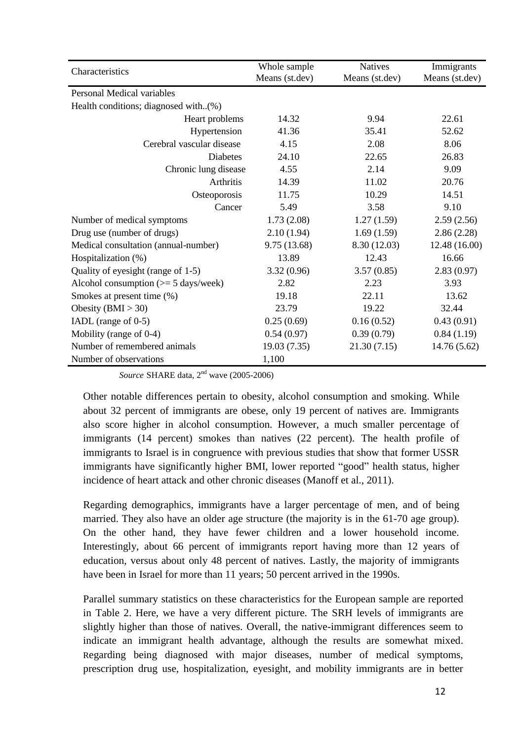| Characteristics | Whole sample Means (st.dev) | Natives Means (st.dev) | Immigrants Means (st.dev) |
|---|---|---|---|
| Personal Medical variables | | | |
| Health conditions; diagnosed with..(%) | | | |
| Heart problems | 14.32 | 9.94 | 22.61 |
| Hypertension | 41.36 | 35.41 | 52.62 |
| Cerebral vascular disease | 4.15 | 2.08 | 8.06 |
| Diabetes | 24.10 | 22.65 | 26.83 |
| Chronic lung disease | 4.55 | 2.14 | 9.09 |
| Arthritis | 14.39 | 11.02 | 20.76 |
| Osteoporosis | 11.75 | 10.29 | 14.51 |
| Cancer | 5.49 | 3.58 | 9.10 |
| Number of medical symptoms | 1.73 (2.08) | 1.27 (1.59) | 2.59 (2.56) |
| Drug use (number of drugs) | 2.10 (1.94) | 1.69 (1.59) | 2.86 (2.28) |
| Medical consultation (annual-number) | 9.75 (13.68) | 8.30 (12.03) | 12.48 (16.00) |
| Hospitalization (%) | 13.89 | 12.43 | 16.66 |
| Quality of eyesight (range of 1-5) | 3.32 (0.96) | 3.57 (0.85) | 2.83 (0.97) |
| Alcohol consumption (>= 5 days/week) | 2.82 | 2.23 | 3.93 |
| Smokes at present time (%) | 19.18 | 22.11 | 13.62 |
| Obesity (BMI > 30) | 23.79 | 19.22 | 32.44 |
| IADL (range of 0-5) | 0.25 (0.69) | 0.16 (0.52) | 0.43 (0.91) |
| Mobility (range of 0-4) | 0.54 (0.97) | 0.39 (0.79) | 0.84 (1.19) |
| Number of remembered animals | 19.03 (7.35) | 21.30 (7.15) | 14.76 (5.62) |
| Number of observations | 1,100 | | |

*Source* SHARE data, 2nd wave (2005-2006)

Other notable differences pertain to obesity, alcohol consumption and smoking. While about 32 percent of immigrants are obese, only 19 percent of natives are. Immigrants also score higher in alcohol consumption. However, a much smaller percentage of immigrants (14 percent) smokes than natives (22 percent). The health profile of immigrants to Israel is in congruence with previous studies that show that former USSR immigrants have significantly higher BMI, lower reported "good" health status, higher incidence of heart attack and other chronic diseases (Manoff et al., 2011).

Regarding demographics, immigrants have a larger percentage of men, and of being married. They also have an older age structure (the majority is in the 61-70 age group). On the other hand, they have fewer children and a lower household income. Interestingly, about 66 percent of immigrants report having more than 12 years of education, versus about only 48 percent of natives. Lastly, the majority of immigrants have been in Israel for more than 11 years; 50 percent arrived in the 1990s.

Parallel summary statistics on these characteristics for the European sample are reported in Table 2. Here, we have a very different picture. The SRH levels of immigrants are slightly higher than those of natives. Overall, the native-immigrant differences seem to indicate an immigrant health advantage, although the results are somewhat mixed. Regarding being diagnosed with major diseases, number of medical symptoms, prescription drug use, hospitalization, eyesight, and mobility immigrants are in better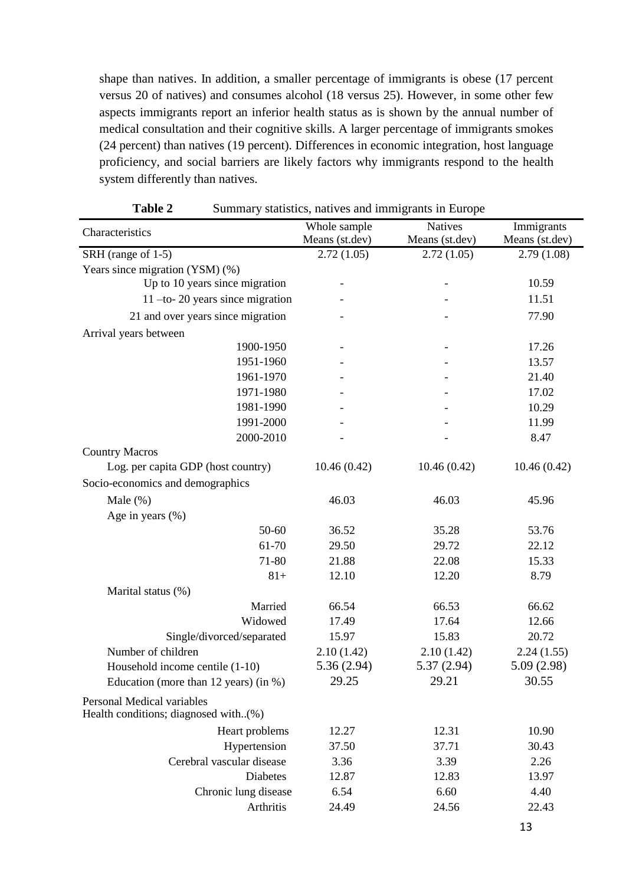shape than natives. In addition, a smaller percentage of immigrants is obese (17 percent versus 20 of natives) and consumes alcohol (18 versus 25). However, in some other few aspects immigrants report an inferior health status as is shown by the annual number of medical consultation and their cognitive skills. A larger percentage of immigrants smokes (24 percent) than natives (19 percent). Differences in economic integration, host language proficiency, and social barriers are likely factors why immigrants respond to the health system differently than natives.

**Table 2** Summary statistics, natives and immigrants in Europe

| Characteristics | Whole sample Means (st.dev) | Natives Means (st.dev) | Immigrants Means (st.dev) |
|---|---|---|---|
| SRH (range of 1-5) | 2.72 (1.05) | 2.72 (1.05) | 2.79 (1.08) |
| Years since migration (YSM) (%) | | | |
| Up to 10 years since migration | - | - | 10.59 |
| 11 –to- 20 years since migration | - | - | 11.51 |
| 21 and over years since migration | - | - | 77.90 |
| Arrival years between | | | |
| 1900-1950 | - | - | 17.26 |
| 1951-1960 | - | - | 13.57 |
| 1961-1970 | - | - | 21.40 |
| 1971-1980 | - | - | 17.02 |
| 1981-1990 | - | - | 10.29 |
| 1991-2000 | - | - | 11.99 |
| 2000-2010 | - | - | 8.47 |
| Country Macros | | | |
| Log. per capita GDP (host country) | 10.46 (0.42) | 10.46 (0.42) | 10.46 (0.42) |
| Socio-economics and demographics | | | |
| Male (%) | 46.03 | 46.03 | 45.96 |
| Age in years (%) | | | |
| 50-60 | 36.52 | 35.28 | 53.76 |
| 61-70 | 29.50 | 29.72 | 22.12 |
| 71-80 | 21.88 | 22.08 | 15.33 |
| 81+ | 12.10 | 12.20 | 8.79 |
| Marital status (%) | | | |
| Married | 66.54 | 66.53 | 66.62 |
| Widowed | 17.49 | 17.64 | 12.66 |
| Single/divorced/separated | 15.97 | 15.83 | 20.72 |
| Number of children | 2.10 (1.42) | 2.10 (1.42) | 2.24 (1.55) |
| Household income centile (1-10) | 5.36 (2.94) | 5.37 (2.94) | 5.09 (2.98) |
| Education (more than 12 years) (in %) | 29.25 | 29.21 | 30.55 |
| Personal Medical variables<br>Health conditions; diagnosed with..(%) | | | |
| Heart problems | 12.27 | 12.31 | 10.90 |
| Hypertension | 37.50 | 37.71 | 30.43 |
| Cerebral vascular disease | 3.36 | 3.39 | 2.26 |
| Diabetes | 12.87 | 12.83 | 13.97 |
| Chronic lung disease | 6.54 | 6.60 | 4.40 |
| Arthritis | 24.49 | 24.56 | 22.43 |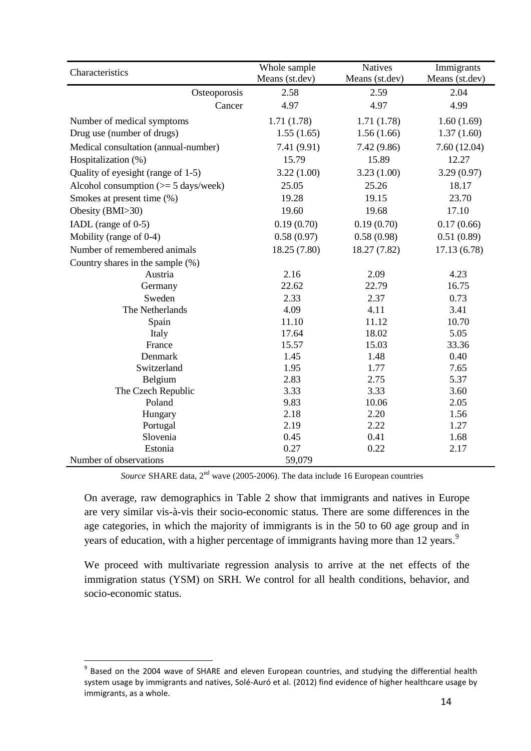| Characteristics | Whole sample Means (st.dev) | Natives Means (st.dev) | Immigrants Means (st.dev) |
|---|---|---|---|
| Osteoporosis | 2.58 | 2.59 | 2.04 |
| Cancer | 4.97 | 4.97 | 4.99 |
| Number of medical symptoms | 1.71 (1.78) | 1.71 (1.78) | 1.60 (1.69) |
| Drug use (number of drugs) | 1.55 (1.65) | 1.56 (1.66) | 1.37 (1.60) |
| Medical consultation (annual-number) | 7.41 (9.91) | 7.42 (9.86) | 7.60 (12.04) |
| Hospitalization (%) | 15.79 | 15.89 | 12.27 |
| Quality of eyesight (range of 1-5) | 3.22 (1.00) | 3.23 (1.00) | 3.29 (0.97) |
| Alcohol consumption (>= 5 days/week) | 25.05 | 25.26 | 18.17 |
| Smokes at present time (%) | 19.28 | 19.15 | 23.70 |
| Obesity (BMI>30) | 19.60 | 19.68 | 17.10 |
| IADL (range of 0-5) | 0.19 (0.70) | 0.19 (0.70) | 0.17 (0.66) |
| Mobility (range of 0-4) | 0.58 (0.97) | 0.58 (0.98) | 0.51 (0.89) |
| Number of remembered animals | 18.25 (7.80) | 18.27 (7.82) | 17.13 (6.78) |
| Country shares in the sample (%) | | | |
| Austria | 2.16 | 2.09 | 4.23 |
| Germany | 22.62 | 22.79 | 16.75 |
| Sweden | 2.33 | 2.37 | 0.73 |
| The Netherlands | 4.09 | 4.11 | 3.41 |
| Spain | 11.10 | 11.12 | 10.70 |
| Italy | 17.64 | 18.02 | 5.05 |
| France | 15.57 | 15.03 | 33.36 |
| Denmark | 1.45 | 1.48 | 0.40 |
| Switzerland | 1.95 | 1.77 | 7.65 |
| Belgium | 2.83 | 2.75 | 5.37 |
| The Czech Republic | 3.33 | 3.33 | 3.60 |
| Poland | 9.83 | 10.06 | 2.05 |
| Hungary | 2.18 | 2.20 | 1.56 |
| Portugal | 2.19 | 2.22 | 1.27 |
| Slovenia | 0.45 | 0.41 | 1.68 |
| Estonia | 0.27 | 0.22 | 2.17 |
| Number of observations | 59,079 | | |

*Source* SHARE data, 2nd wave (2005-2006). The data include 16 European countries

On average, raw demographics in Table 2 show that immigrants and natives in Europe are very similar vis-à-vis their socio-economic status. There are some differences in the age categories, in which the majority of immigrants is in the 50 to 60 age group and in years of education, with a higher percentage of immigrants having more than 12 years.[9]

We proceed with multivariate regression analysis to arrive at the net effects of the immigration status (YSM) on SRH. We control for all health conditions, behavior, and socio-economic status.

[9] Based on the 2004 wave of SHARE and eleven European countries, and studying the differential health system usage by immigrants and natives, Solé-Auró et al. (2012) find evidence of higher healthcare usage by immigrants, as a whole.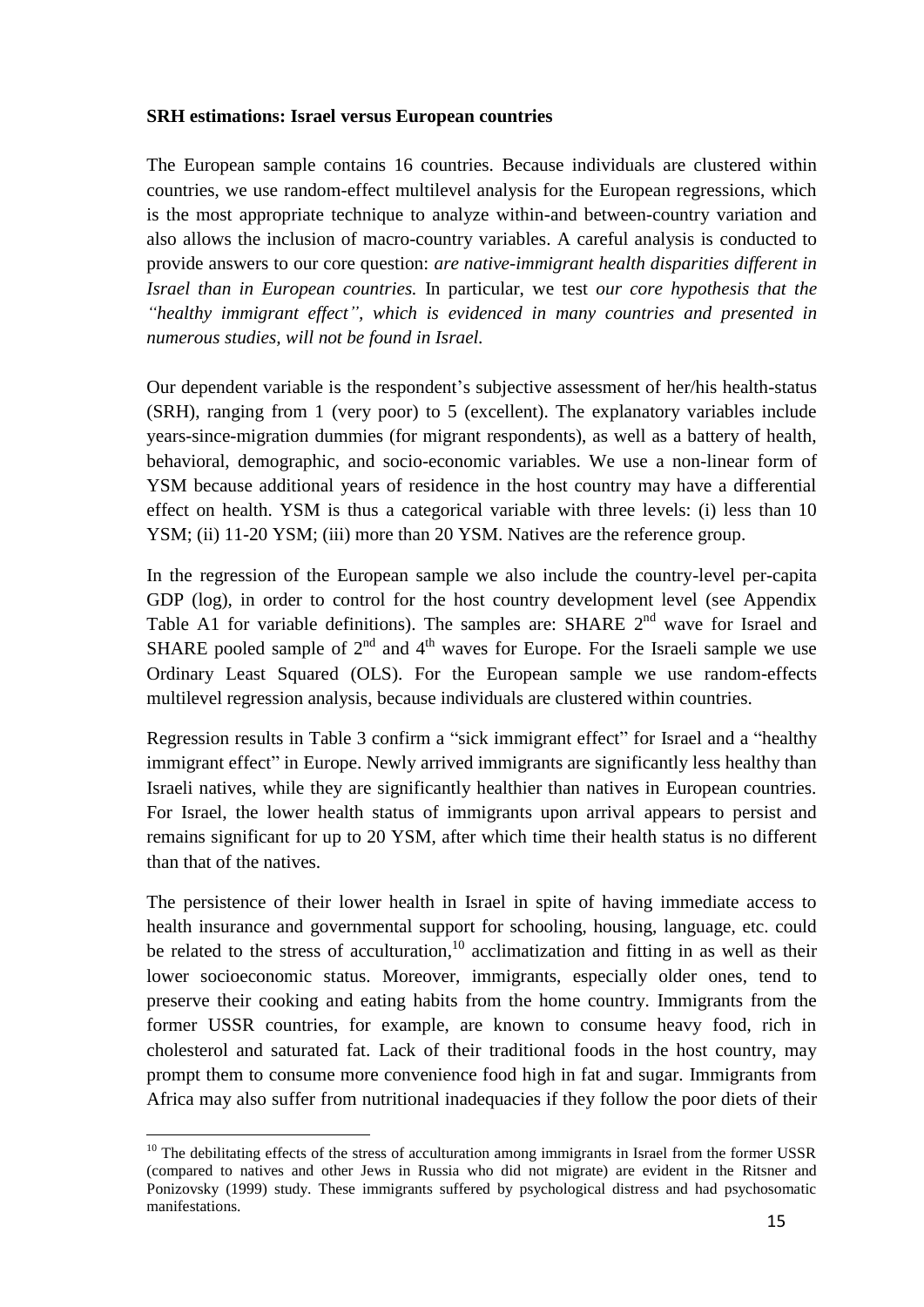**SRH estimations: Israel versus European countries**

The European sample contains 16 countries. Because individuals are clustered within countries, we use random-effect multilevel analysis for the European regressions, which is the most appropriate technique to analyze within-and between-country variation and also allows the inclusion of macro-country variables. A careful analysis is conducted to provide answers to our core question: *are native-immigrant health disparities different in Israel than in European countries.* In particular, we test *our core hypothesis that the "healthy immigrant effect", which is evidenced in many countries and presented in numerous studies, will not be found in Israel.*

Our dependent variable is the respondent's subjective assessment of her/his health-status (SRH), ranging from 1 (very poor) to 5 (excellent). The explanatory variables include years-since-migration dummies (for migrant respondents), as well as a battery of health, behavioral, demographic, and socio-economic variables. We use a non-linear form of YSM because additional years of residence in the host country may have a differential effect on health. YSM is thus a categorical variable with three levels: (i) less than 10 YSM; (ii) 11-20 YSM; (iii) more than 20 YSM. Natives are the reference group.

In the regression of the European sample we also include the country-level per-capita GDP (log), in order to control for the host country development level (see Appendix Table A1 for variable definitions). The samples are: SHARE 2nd wave for Israel and SHARE pooled sample of 2nd and 4th waves for Europe. For the Israeli sample we use Ordinary Least Squared (OLS). For the European sample we use random-effects multilevel regression analysis, because individuals are clustered within countries.

Regression results in Table 3 confirm a "sick immigrant effect" for Israel and a "healthy immigrant effect" in Europe. Newly arrived immigrants are significantly less healthy than Israeli natives, while they are significantly healthier than natives in European countries. For Israel, the lower health status of immigrants upon arrival appears to persist and remains significant for up to 20 YSM, after which time their health status is no different than that of the natives.

The persistence of their lower health in Israel in spite of having immediate access to health insurance and governmental support for schooling, housing, language, etc. could be related to the stress of acculturation,[10] acclimatization and fitting in as well as their lower socioeconomic status. Moreover, immigrants, especially older ones, tend to preserve their cooking and eating habits from the home country. Immigrants from the former USSR countries, for example, are known to consume heavy food, rich in cholesterol and saturated fat. Lack of their traditional foods in the host country, may prompt them to consume more convenience food high in fat and sugar. Immigrants from Africa may also suffer from nutritional inadequacies if they follow the poor diets of their

[10] The debilitating effects of the stress of acculturation among immigrants in Israel from the former USSR (compared to natives and other Jews in Russia who did not migrate) are evident in the Ritsner and Ponizovsky (1999) study. These immigrants suffered by psychological distress and had psychosomatic manifestations.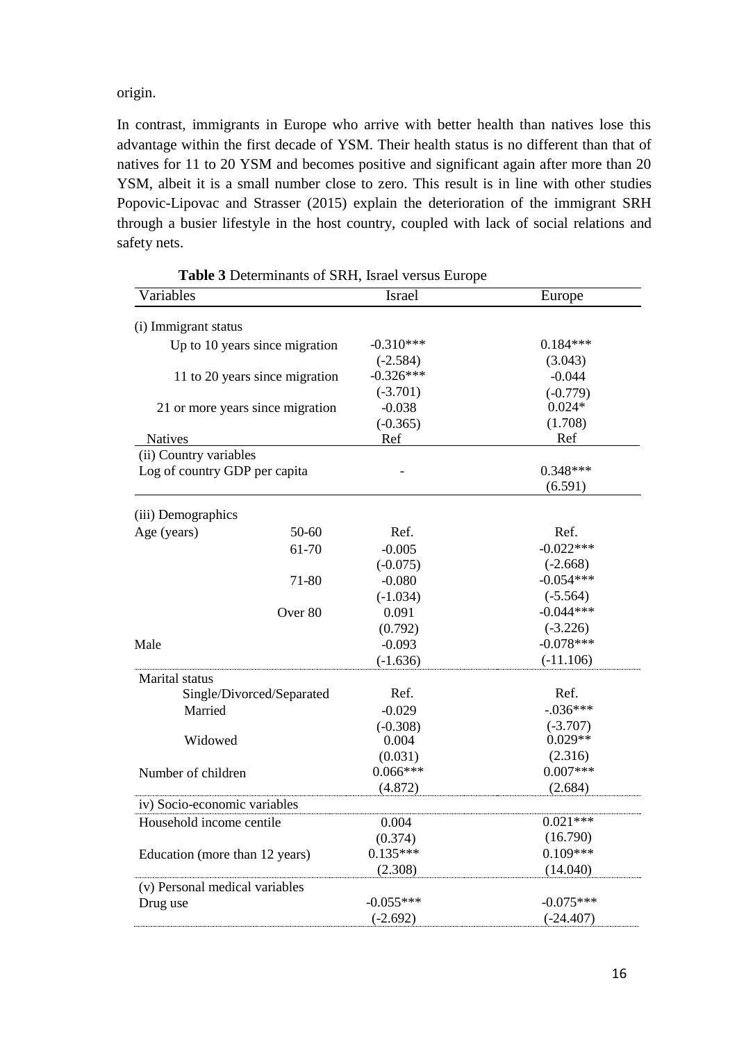origin.

In contrast, immigrants in Europe who arrive with better health than natives lose this advantage within the first decade of YSM. Their health status is no different than that of natives for 11 to 20 YSM and becomes positive and significant again after more than 20 YSM, albeit it is a small number close to zero. This result is in line with other studies Popovic-Lipovac and Strasser (2015) explain the deterioration of the immigrant SRH through a busier lifestyle in the host country, coupled with lack of social relations and safety nets.

**Table 3** Determinants of SRH, Israel versus Europe

| Variables | | Israel | Europe |
|---|---|---|---|
| (i) Immigrant status | | | |
| Up to 10 years since migration | | -0.310*** | 0.184*** |
| | | (-2.584) | (3.043) |
| 11 to 20 years since migration | | -0.326*** | -0.044 |
| | | (-3.701) | (-0.779) |
| 21 or more years since migration | | -0.038 | 0.024* |
| | | (-0.365) | (1.708) |
| Natives | | Ref | Ref |
| (ii) Country variables | | | |
| Log of country GDP per capita | | - | 0.348*** |
| | | | (6.591) |
| (iii) Demographics | | | |
| Age (years) | 50-60 | Ref. | Ref. |
| | 61-70 | -0.005 | -0.022*** |
| | | (-0.075) | (-2.668) |
| | 71-80 | -0.080 | -0.054*** |
| | | (-1.034) | (-5.564) |
| | Over 80 | 0.091 | -0.044*** |
| | | (0.792) | (-3.226) |
| Male | | -0.093 | -0.078*** |
| | | (-1.636) | (-11.106) |
| Marital status | | | |
| Single/Divorced/Separated | | Ref. | Ref. |
| Married | | -0.029 | -.036*** |
| | | (-0.308) | (-3.707) |
| Widowed | | 0.004 | 0.029** |
| | | (0.031) | (2.316) |
| Number of children | | 0.066*** | 0.007*** |
| | | (4.872) | (2.684) |
| iv) Socio-economic variables | | | |
| Household income centile | | 0.004 | 0.021*** |
| | | (0.374) | (16.790) |
| Education (more than 12 years) | | 0.135*** | 0.109*** |
| | | (2.308) | (14.040) |
| (v) Personal medical variables | | | |
| Drug use | | -0.055*** | -0.075*** |
| | | (-2.692) | (-24.407) |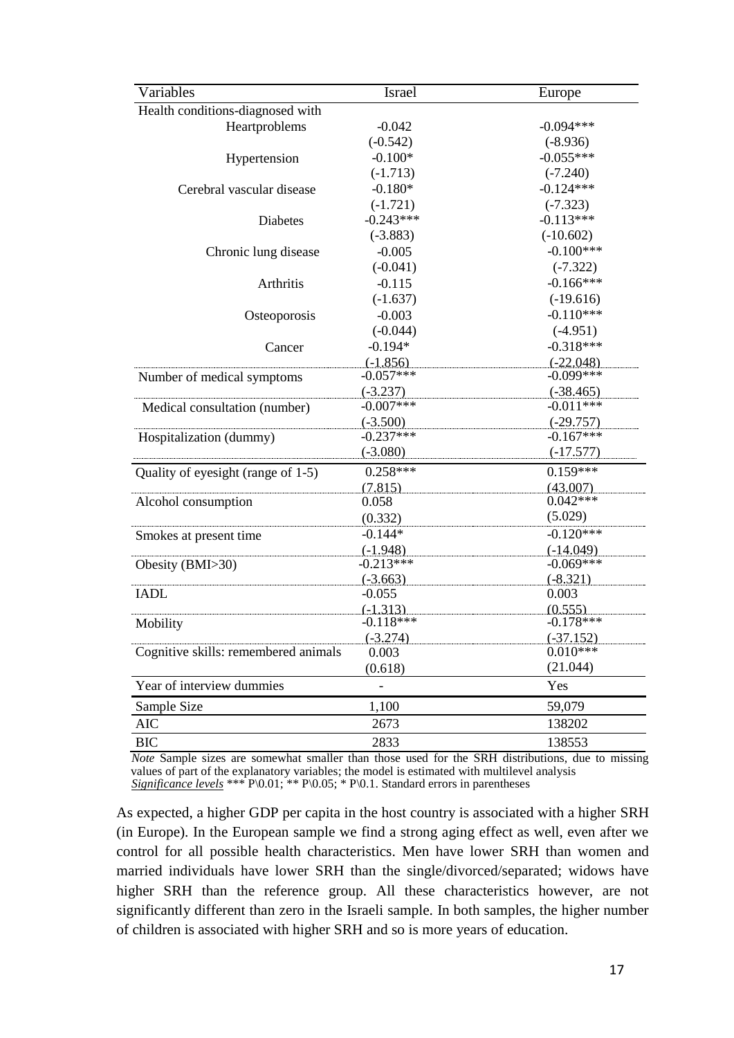| Variables | Israel | Europe |
|---|---|---|
| Health conditions-diagnosed with | | |
| Heartproblems | -0.042 | -0.094*** |
| | (-0.542) | (-8.936) |
| Hypertension | -0.100* | -0.055*** |
| | (-1.713) | (-7.240) |
| Cerebral vascular disease | -0.180* | -0.124*** |
| | (-1.721) | (-7.323) |
| Diabetes | -0.243*** | -0.113*** |
| | (-3.883) | (-10.602) |
| Chronic lung disease | -0.005 | -0.100*** |
| | (-0.041) | (-7.322) |
| Arthritis | -0.115 | -0.166*** |
| | (-1.637) | (-19.616) |
| Osteoporosis | -0.003 | -0.110*** |
| | (-0.044) | (-4.951) |
| Cancer | -0.194* | -0.318*** |
| | (-1.856) | (-22.048) |
| Number of medical symptoms | -0.057*** | -0.099*** |
| | (-3.237) | (-38.465) |
| Medical consultation (number) | -0.007*** | -0.011*** |
| | (-3.500) | (-29.757) |
| Hospitalization (dummy) | -0.237*** | -0.167*** |
| | (-3.080) | (-17.577) |
| Quality of eyesight (range of 1-5) | 0.258*** | 0.159*** |
| | (7.815) | (43.007) |
| Alcohol consumption | 0.058 | 0.042*** |
| | (0.332) | (5.029) |
| Smokes at present time | -0.144* | -0.120*** |
| | (-1.948) | (-14.049) |
| Obesity (BMI>30) | -0.213*** | -0.069*** |
| | (-3.663) | (-8.321) |
| IADL | -0.055 | 0.003 |
| | (-1.313) | (0.555) |
| Mobility | -0.118*** | -0.178*** |
| | (-3.274) | (-37.152) |
| Cognitive skills: remembered animals | 0.003 | 0.010*** |
| | (0.618) | (21.044) |
| Year of interview dummies | - | Yes |
| Sample Size | 1,100 | 59,079 |
| AIC | 2673 | 138202 |
| BIC | 2833 | 138553 |

*Note* Sample sizes are somewhat smaller than those used for the SRH distributions, due to missing values of part of the explanatory variables; the model is estimated with multilevel analysis
*Significance levels* *** P\0.01; ** P\0.05; * P\0.1. Standard errors in parentheses

As expected, a higher GDP per capita in the host country is associated with a higher SRH (in Europe). In the European sample we find a strong aging effect as well, even after we control for all possible health characteristics. Men have lower SRH than women and married individuals have lower SRH than the single/divorced/separated; widows have higher SRH than the reference group. All these characteristics however, are not significantly different than zero in the Israeli sample. In both samples, the higher number of children is associated with higher SRH and so is more years of education.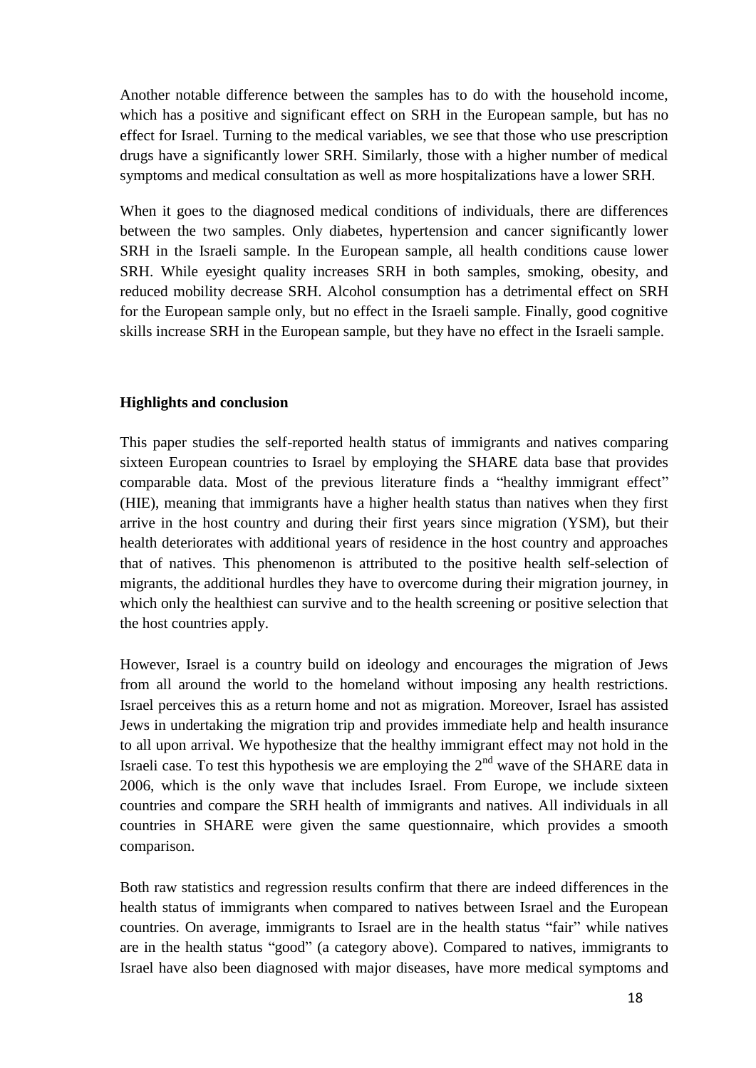Another notable difference between the samples has to do with the household income, which has a positive and significant effect on SRH in the European sample, but has no effect for Israel. Turning to the medical variables, we see that those who use prescription drugs have a significantly lower SRH. Similarly, those with a higher number of medical symptoms and medical consultation as well as more hospitalizations have a lower SRH.

When it goes to the diagnosed medical conditions of individuals, there are differences between the two samples. Only diabetes, hypertension and cancer significantly lower SRH in the Israeli sample. In the European sample, all health conditions cause lower SRH. While eyesight quality increases SRH in both samples, smoking, obesity, and reduced mobility decrease SRH. Alcohol consumption has a detrimental effect on SRH for the European sample only, but no effect in the Israeli sample. Finally, good cognitive skills increase SRH in the European sample, but they have no effect in the Israeli sample.

**Highlights and conclusion**

This paper studies the self-reported health status of immigrants and natives comparing sixteen European countries to Israel by employing the SHARE data base that provides comparable data. Most of the previous literature finds a "healthy immigrant effect" (HIE), meaning that immigrants have a higher health status than natives when they first arrive in the host country and during their first years since migration (YSM), but their health deteriorates with additional years of residence in the host country and approaches that of natives. This phenomenon is attributed to the positive health self-selection of migrants, the additional hurdles they have to overcome during their migration journey, in which only the healthiest can survive and to the health screening or positive selection that the host countries apply.

However, Israel is a country build on ideology and encourages the migration of Jews from all around the world to the homeland without imposing any health restrictions. Israel perceives this as a return home and not as migration. Moreover, Israel has assisted Jews in undertaking the migration trip and provides immediate help and health insurance to all upon arrival. We hypothesize that the healthy immigrant effect may not hold in the Israeli case. To test this hypothesis we are employing the 2nd wave of the SHARE data in 2006, which is the only wave that includes Israel. From Europe, we include sixteen countries and compare the SRH health of immigrants and natives. All individuals in all countries in SHARE were given the same questionnaire, which provides a smooth comparison.

Both raw statistics and regression results confirm that there are indeed differences in the health status of immigrants when compared to natives between Israel and the European countries. On average, immigrants to Israel are in the health status "fair" while natives are in the health status "good" (a category above). Compared to natives, immigrants to Israel have also been diagnosed with major diseases, have more medical symptoms and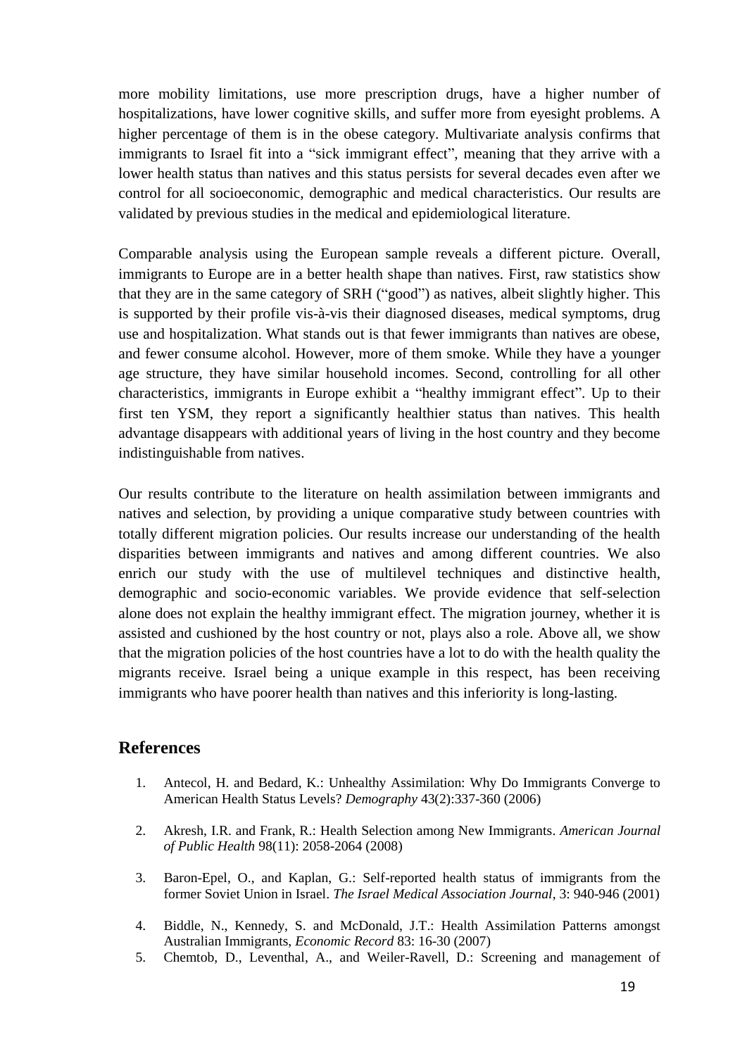more mobility limitations, use more prescription drugs, have a higher number of hospitalizations, have lower cognitive skills, and suffer more from eyesight problems. A higher percentage of them is in the obese category. Multivariate analysis confirms that immigrants to Israel fit into a "sick immigrant effect", meaning that they arrive with a lower health status than natives and this status persists for several decades even after we control for all socioeconomic, demographic and medical characteristics. Our results are validated by previous studies in the medical and epidemiological literature.

Comparable analysis using the European sample reveals a different picture. Overall, immigrants to Europe are in a better health shape than natives. First, raw statistics show that they are in the same category of SRH ("good") as natives, albeit slightly higher. This is supported by their profile vis-à-vis their diagnosed diseases, medical symptoms, drug use and hospitalization. What stands out is that fewer immigrants than natives are obese, and fewer consume alcohol. However, more of them smoke. While they have a younger age structure, they have similar household incomes. Second, controlling for all other characteristics, immigrants in Europe exhibit a "healthy immigrant effect". Up to their first ten YSM, they report a significantly healthier status than natives. This health advantage disappears with additional years of living in the host country and they become indistinguishable from natives.

Our results contribute to the literature on health assimilation between immigrants and natives and selection, by providing a unique comparative study between countries with totally different migration policies. Our results increase our understanding of the health disparities between immigrants and natives and among different countries. We also enrich our study with the use of multilevel techniques and distinctive health, demographic and socio-economic variables. We provide evidence that self-selection alone does not explain the healthy immigrant effect. The migration journey, whether it is assisted and cushioned by the host country or not, plays also a role. Above all, we show that the migration policies of the host countries have a lot to do with the health quality the migrants receive. Israel being a unique example in this respect, has been receiving immigrants who have poorer health than natives and this inferiority is long-lasting.

## References

1. Antecol, H. and Bedard, K.: Unhealthy Assimilation: Why Do Immigrants Converge to American Health Status Levels? *Demography* 43(2):337-360 (2006)

2. Akresh, I.R. and Frank, R.: Health Selection among New Immigrants. *American Journal of Public Health* 98(11): 2058-2064 (2008)

3. Baron-Epel, O., and Kaplan, G.: Self-reported health status of immigrants from the former Soviet Union in Israel. *The Israel Medical Association Journal*, 3: 940-946 (2001)

4. Biddle, N., Kennedy, S. and McDonald, J.T.: Health Assimilation Patterns amongst Australian Immigrants, *Economic Record* 83: 16-30 (2007)

5. Chemtob, D., Leventhal, A., and Weiler-Ravell, D.: Screening and management of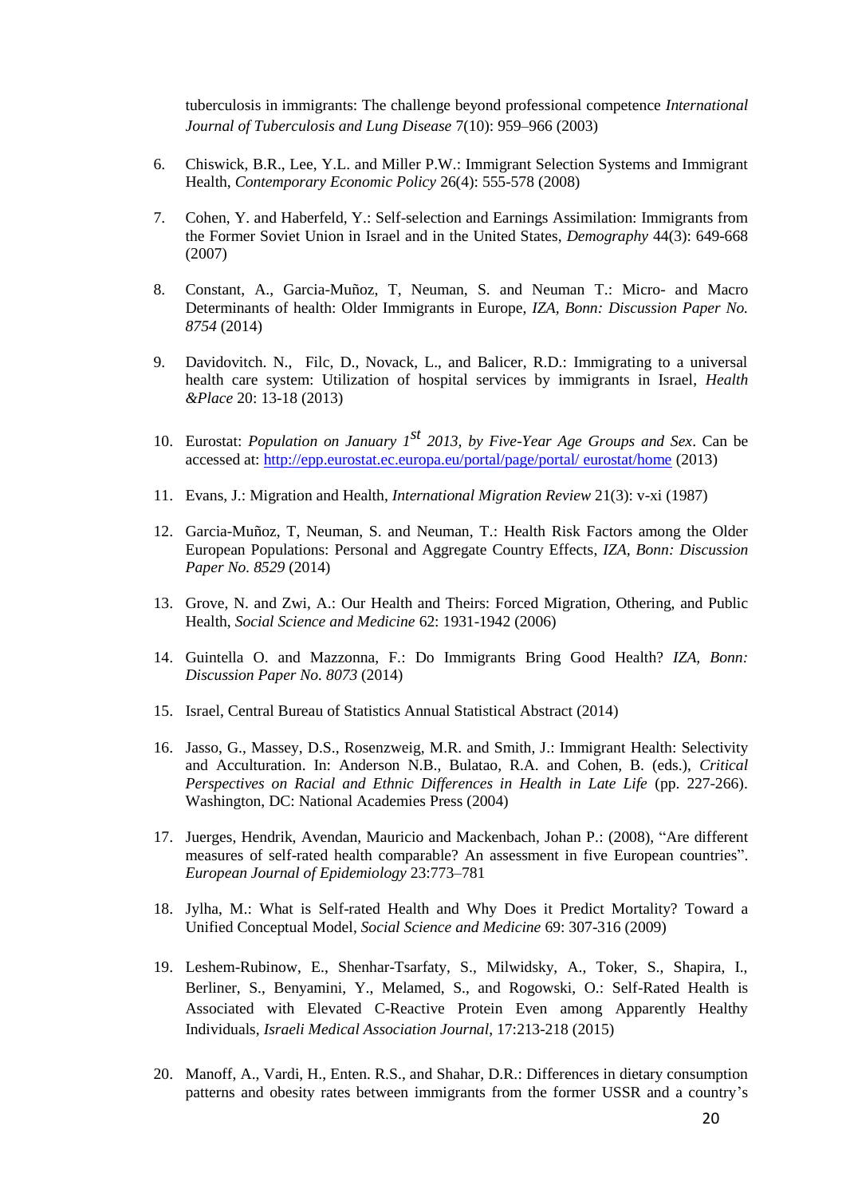tuberculosis in immigrants: The challenge beyond professional competence *International Journal of Tuberculosis and Lung Disease* 7(10): 959–966 (2003)

6. Chiswick, B.R., Lee, Y.L. and Miller P.W.: Immigrant Selection Systems and Immigrant Health, *Contemporary Economic Policy* 26(4): 555-578 (2008)

7. Cohen, Y. and Haberfeld, Y.: Self-selection and Earnings Assimilation: Immigrants from the Former Soviet Union in Israel and in the United States, *Demography* 44(3): 649-668 (2007)

8. Constant, A., Garcia-Muñoz, T, Neuman, S. and Neuman T.: Micro- and Macro Determinants of health: Older Immigrants in Europe, *IZA, Bonn: Discussion Paper No. 8754* (2014)

9. Davidovitch. N., Filc, D., Novack, L., and Balicer, R.D.: Immigrating to a universal health care system: Utilization of hospital services by immigrants in Israel, *Health &Place* 20: 13-18 (2013)

10. Eurostat: *Population on January 1st 2013, by Five-Year Age Groups and Sex*. Can be accessed at: http://epp.eurostat.ec.europa.eu/portal/page/portal/ eurostat/home (2013)

11. Evans, J.: Migration and Health, *International Migration Review* 21(3): v-xi (1987)

12. Garcia-Muñoz, T, Neuman, S. and Neuman, T.: Health Risk Factors among the Older European Populations: Personal and Aggregate Country Effects, *IZA, Bonn: Discussion Paper No. 8529* (2014)

13. Grove, N. and Zwi, A.: Our Health and Theirs: Forced Migration, Othering, and Public Health, *Social Science and Medicine* 62: 1931-1942 (2006)

14. Guintella O. and Mazzonna, F.: Do Immigrants Bring Good Health? *IZA, Bonn: Discussion Paper No. 8073* (2014)

15. Israel, Central Bureau of Statistics Annual Statistical Abstract (2014)

16. Jasso, G., Massey, D.S., Rosenzweig, M.R. and Smith, J.: Immigrant Health: Selectivity and Acculturation. In: Anderson N.B., Bulatao, R.A. and Cohen, B. (eds.), *Critical Perspectives on Racial and Ethnic Differences in Health in Late Life* (pp. 227-266). Washington, DC: National Academies Press (2004)

17. Juerges, Hendrik, Avendan, Mauricio and Mackenbach, Johan P.: (2008), "Are different measures of self-rated health comparable? An assessment in five European countries". *European Journal of Epidemiology* 23:773–781

18. Jylha, M.: What is Self-rated Health and Why Does it Predict Mortality? Toward a Unified Conceptual Model, *Social Science and Medicine* 69: 307-316 (2009)

19. Leshem-Rubinow, E., Shenhar-Tsarfaty, S., Milwidsky, A., Toker, S., Shapira, I., Berliner, S., Benyamini, Y., Melamed, S., and Rogowski, O.: Self-Rated Health is Associated with Elevated C-Reactive Protein Even among Apparently Healthy Individuals, *Israeli Medical Association Journal*, 17:213-218 (2015)

20. Manoff, A., Vardi, H., Enten. R.S., and Shahar, D.R.: Differences in dietary consumption patterns and obesity rates between immigrants from the former USSR and a country's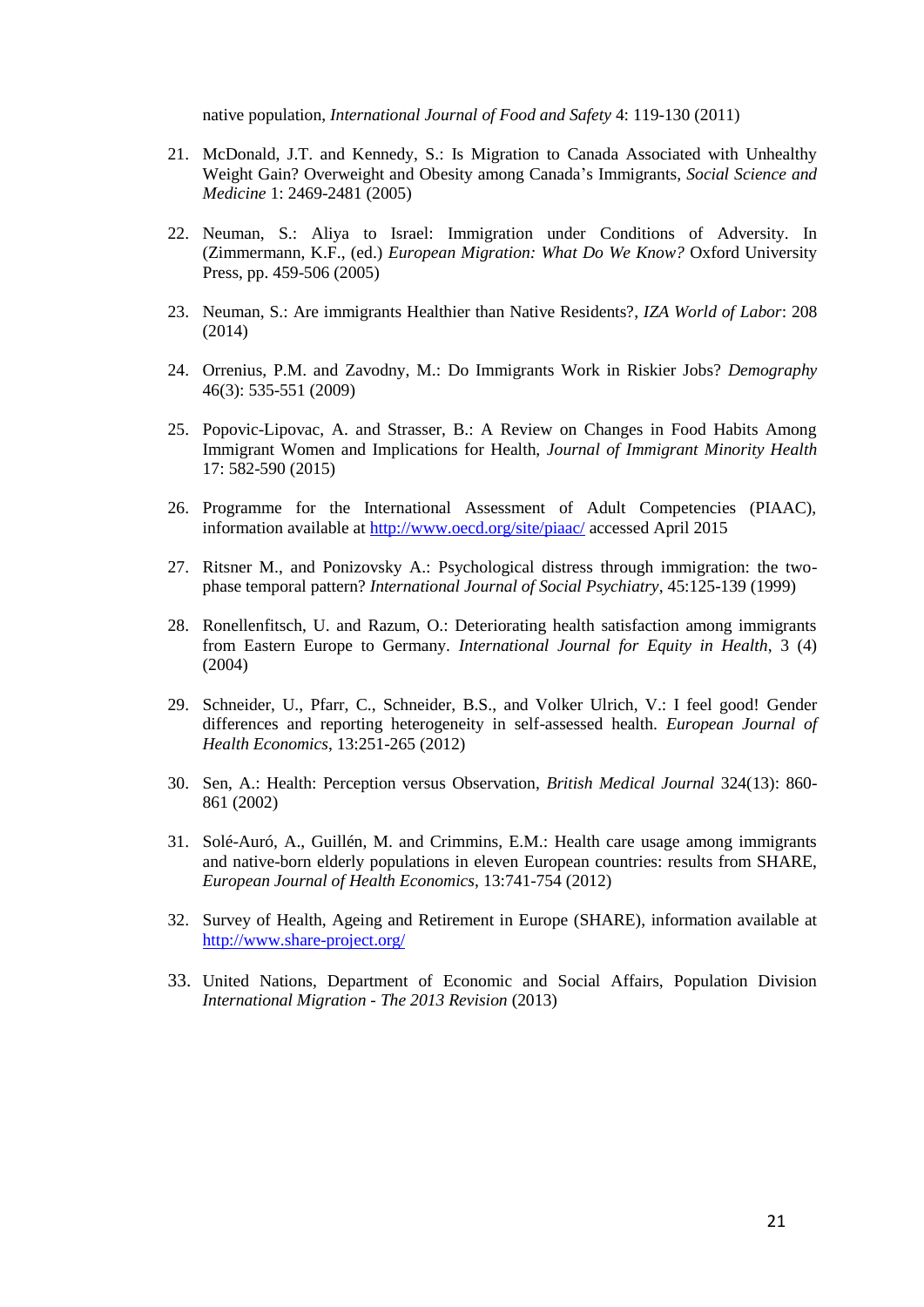native population, *International Journal of Food and Safety* 4: 119-130 (2011)

21. McDonald, J.T. and Kennedy, S.: Is Migration to Canada Associated with Unhealthy Weight Gain? Overweight and Obesity among Canada's Immigrants, *Social Science and Medicine* 1: 2469-2481 (2005)

22. Neuman, S.: Aliya to Israel: Immigration under Conditions of Adversity. In (Zimmermann, K.F., (ed.) *European Migration: What Do We Know?* Oxford University Press, pp. 459-506 (2005)

23. Neuman, S.: Are immigrants Healthier than Native Residents?, *IZA World of Labor*: 208 (2014)

24. Orrenius, P.M. and Zavodny, M.: Do Immigrants Work in Riskier Jobs? *Demography* 46(3): 535-551 (2009)

25. Popovic-Lipovac, A. and Strasser, B.: A Review on Changes in Food Habits Among Immigrant Women and Implications for Health, *Journal of Immigrant Minority Health* 17: 582-590 (2015)

26. Programme for the International Assessment of Adult Competencies (PIAAC), information available at http://www.oecd.org/site/piaac/ accessed April 2015

27. Ritsner M., and Ponizovsky A.: Psychological distress through immigration: the two-phase temporal pattern? *International Journal of Social Psychiatry*, 45:125-139 (1999)

28. Ronellenfitsch, U. and Razum, O.: Deteriorating health satisfaction among immigrants from Eastern Europe to Germany. *International Journal for Equity in Health*, 3 (4) (2004)

29. Schneider, U., Pfarr, C., Schneider, B.S., and Volker Ulrich, V.: I feel good! Gender differences and reporting heterogeneity in self-assessed health. *European Journal of Health Economics*, 13:251-265 (2012)

30. Sen, A.: Health: Perception versus Observation, *British Medical Journal* 324(13): 860-861 (2002)

31. Solé-Auró, A., Guillén, M. and Crimmins, E.M.: Health care usage among immigrants and native-born elderly populations in eleven European countries: results from SHARE, *European Journal of Health Economics*, 13:741-754 (2012)

32. Survey of Health, Ageing and Retirement in Europe (SHARE), information available at http://www.share-project.org/

33. United Nations, Department of Economic and Social Affairs, Population Division *International Migration - The 2013 Revision* (2013)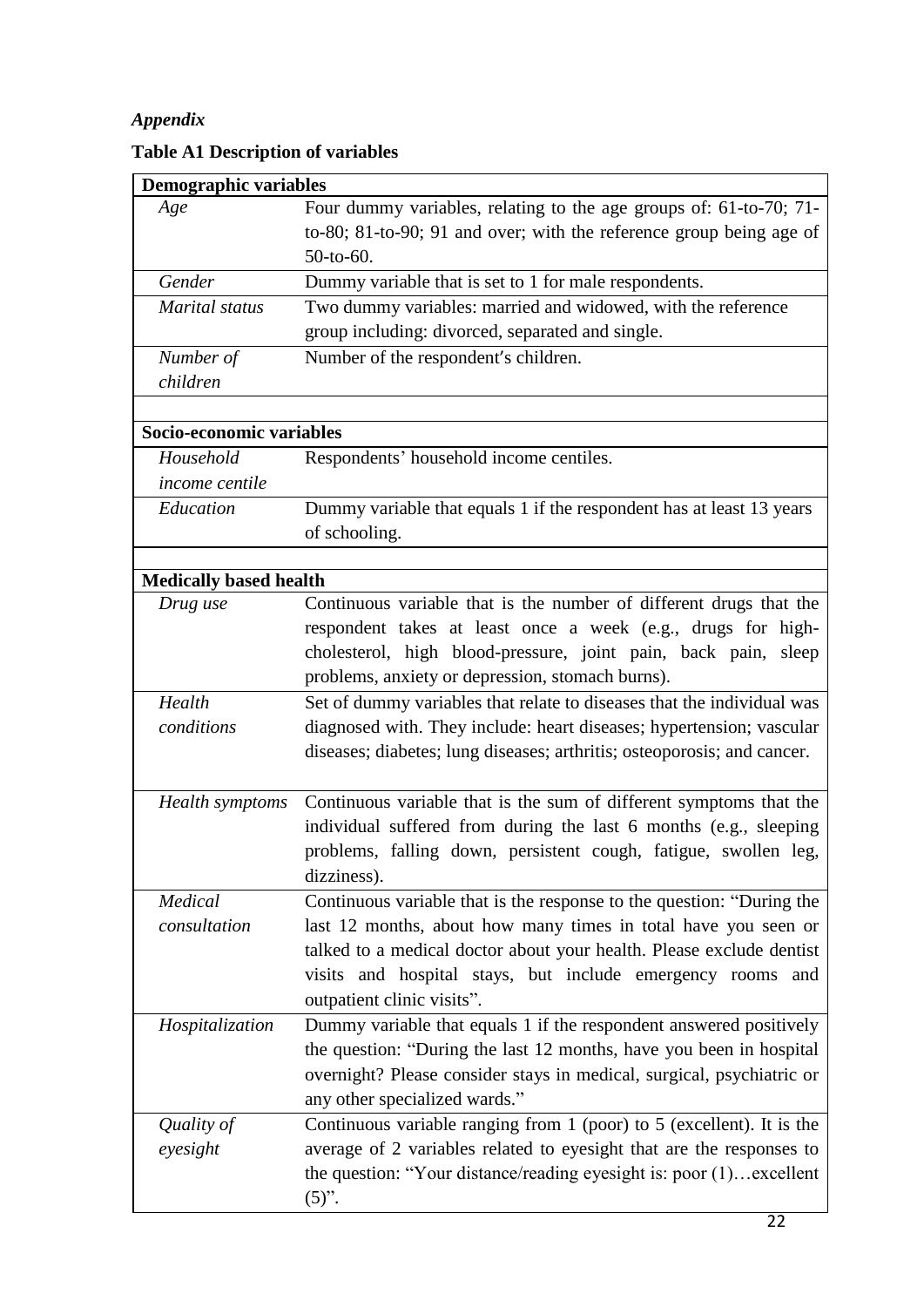## *Appendix*

**Table A1 Description of variables**

| **Demographic variables** | |
|---|---|
| *Age* | Four dummy variables, relating to the age groups of: 61-to-70; 71-to-80; 81-to-90; 91 and over; with the reference group being age of 50-to-60. |
| *Gender* | Dummy variable that is set to 1 for male respondents. |
| *Marital status* | Two dummy variables: married and widowed, with the reference group including: divorced, separated and single. |
| *Number of children* | Number of the respondent's children. |
| | |
| **Socio-economic variables** | |
| *Household income centile* | Respondents' household income centiles. |
| *Education* | Dummy variable that equals 1 if the respondent has at least 13 years of schooling. |
| | |
| **Medically based health** | |
| *Drug use* | Continuous variable that is the number of different drugs that the respondent takes at least once a week (e.g., drugs for high-cholesterol, high blood-pressure, joint pain, back pain, sleep problems, anxiety or depression, stomach burns). |
| *Health conditions* | Set of dummy variables that relate to diseases that the individual was diagnosed with. They include: heart diseases; hypertension; vascular diseases; diabetes; lung diseases; arthritis; osteoporosis; and cancer. |
| *Health symptoms* | Continuous variable that is the sum of different symptoms that the individual suffered from during the last 6 months (e.g., sleeping problems, falling down, persistent cough, fatigue, swollen leg, dizziness). |
| *Medical consultation* | Continuous variable that is the response to the question: "During the last 12 months, about how many times in total have you seen or talked to a medical doctor about your health. Please exclude dentist visits and hospital stays, but include emergency rooms and outpatient clinic visits". |
| *Hospitalization* | Dummy variable that equals 1 if the respondent answered positively the question: "During the last 12 months, have you been in hospital overnight? Please consider stays in medical, surgical, psychiatric or any other specialized wards." |
| *Quality of eyesight* | Continuous variable ranging from 1 (poor) to 5 (excellent). It is the average of 2 variables related to eyesight that are the responses to the question: "Your distance/reading eyesight is: poor (1)…excellent (5)". |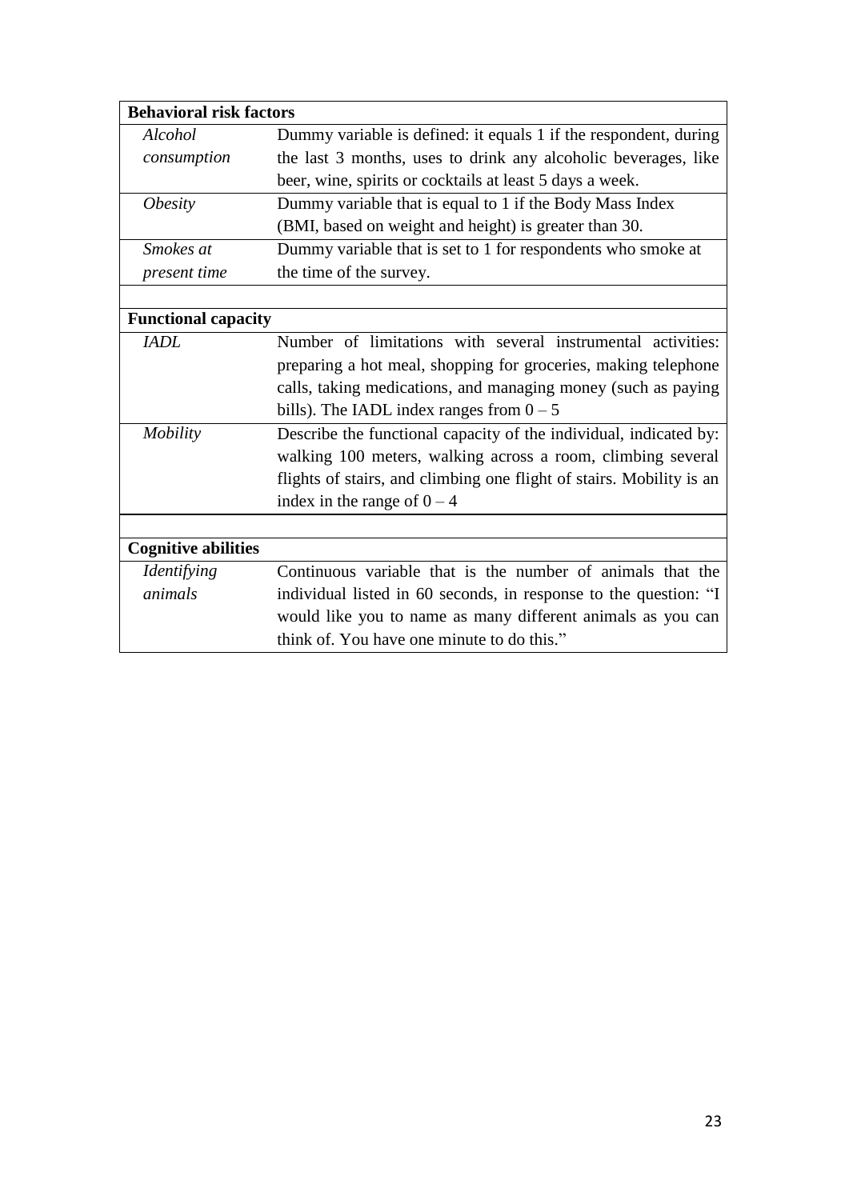| | |
|---|---|
| **Behavioral risk factors** | |
| *Alcohol consumption* | Dummy variable is defined: it equals 1 if the respondent, during the last 3 months, uses to drink any alcoholic beverages, like beer, wine, spirits or cocktails at least 5 days a week. |
| *Obesity* | Dummy variable that is equal to 1 if the Body Mass Index (BMI, based on weight and height) is greater than 30. |
| *Smokes at present time* | Dummy variable that is set to 1 for respondents who smoke at the time of the survey. |
| | |
| **Functional capacity** | |
| *IADL* | Number of limitations with several instrumental activities: preparing a hot meal, shopping for groceries, making telephone calls, taking medications, and managing money (such as paying bills). The IADL index ranges from 0 – 5 |
| *Mobility* | Describe the functional capacity of the individual, indicated by: walking 100 meters, walking across a room, climbing several flights of stairs, and climbing one flight of stairs. Mobility is an index in the range of 0 – 4 |
| | |
| **Cognitive abilities** | |
| *Identifying animals* | Continuous variable that is the number of animals that the individual listed in 60 seconds, in response to the question: "I would like you to name as many different animals as you can think of. You have one minute to do this." |